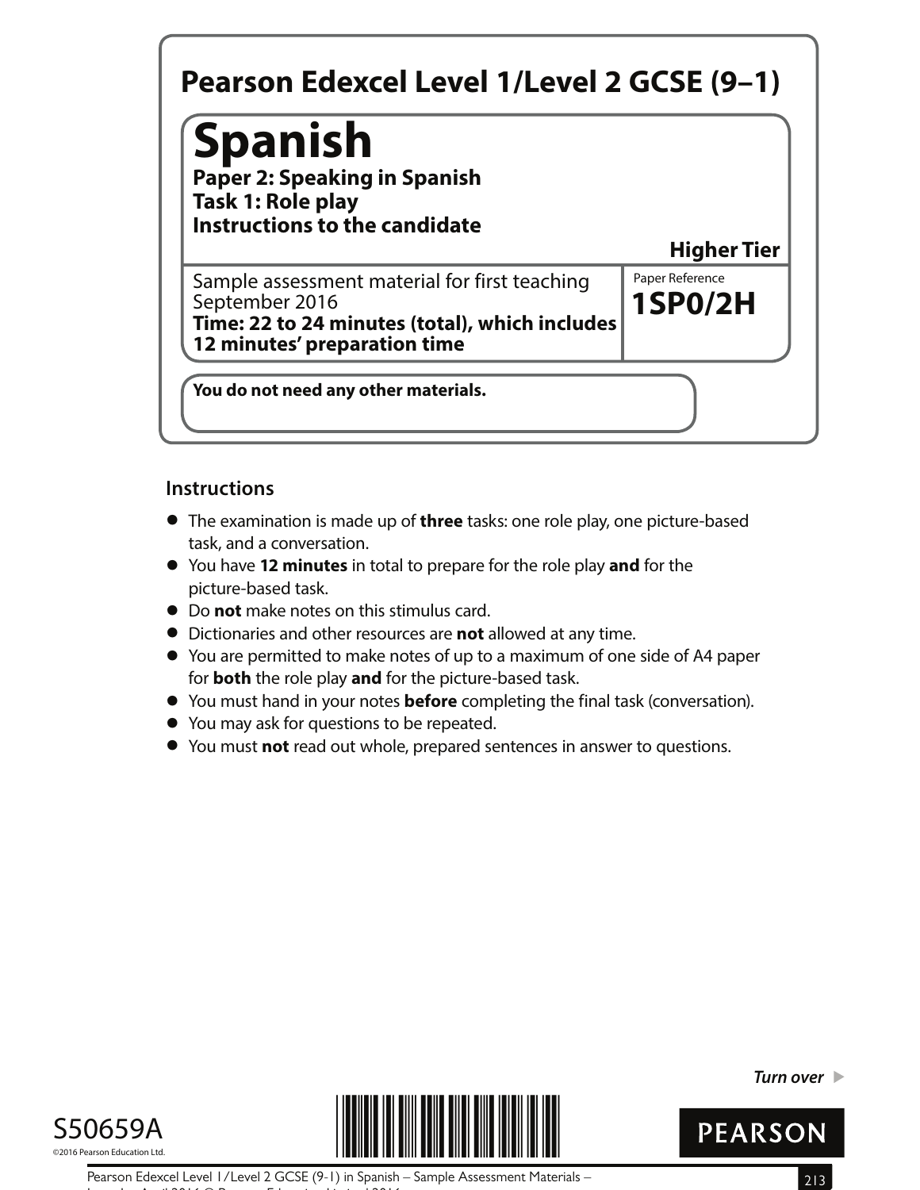# Pearson Edexcel Level 1/Level 2 GCSE (9–1)

# Spanish

**Paper 2: Speaking in Spanish**
**Task 1: Role play**
**Instructions to the candidate**

**Higher Tier**

Sample assessment material for first teaching September 2016
**Time: 22 to 24 minutes (total), which includes 12 minutes' preparation time**

Paper Reference
**1SP0/2H**

**You do not need any other materials.**

## Instructions

- The examination is made up of **three** tasks: one role play, one picture-based task, and a conversation.
- You have **12 minutes** in total to prepare for the role play **and** for the picture-based task.
- Do **not** make notes on this stimulus card.
- Dictionaries and other resources are **not** allowed at any time.
- You are permitted to make notes of up to a maximum of one side of A4 paper for **both** the role play **and** for the picture-based task.
- You must hand in your notes **before** completing the final task (conversation).
- You may ask for questions to be repeated.
- You must **not** read out whole, prepared sentences in answer to questions.

*Turn over* ▶

S50659A

©2016 Pearson Education Ltd.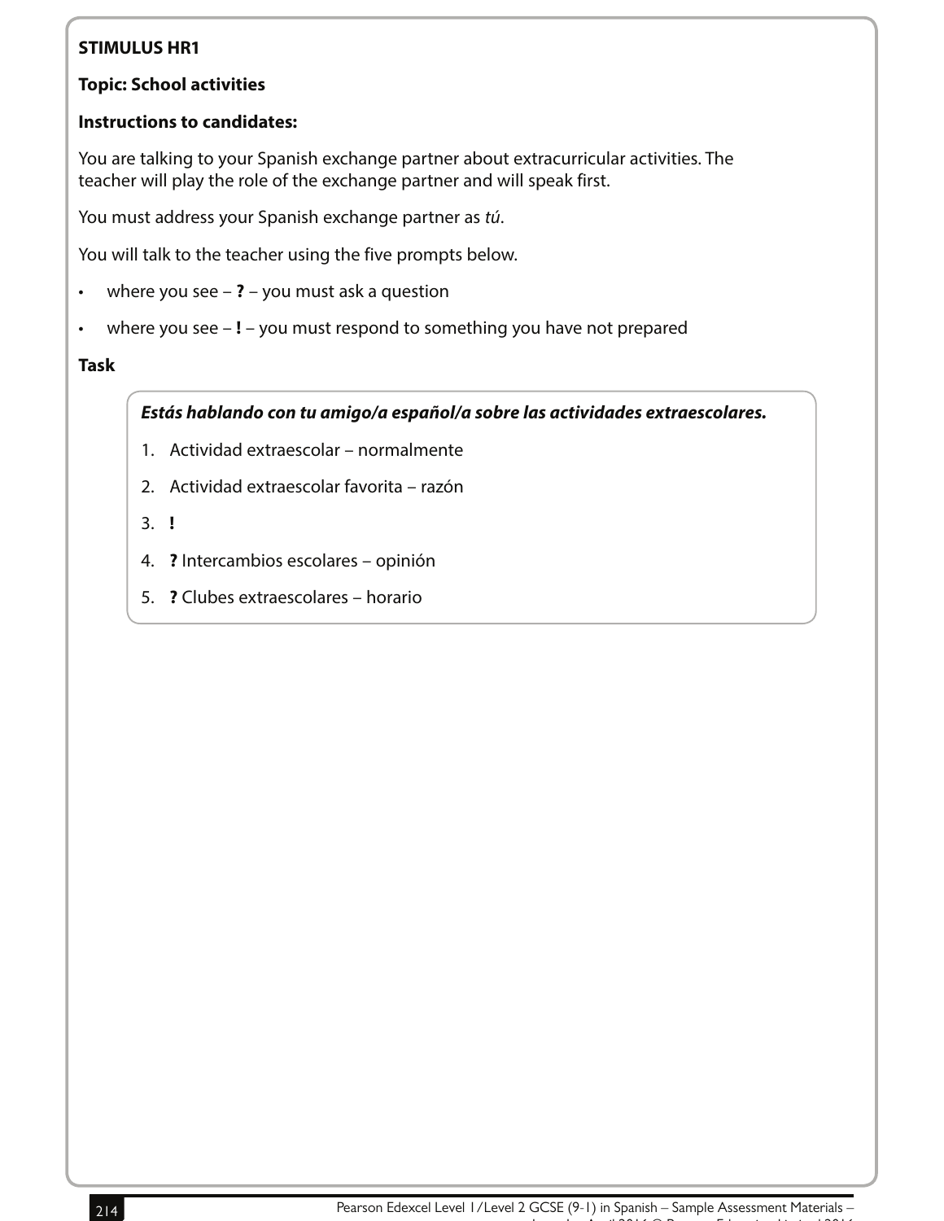**STIMULUS HR1**

**Topic: School activities**

**Instructions to candidates:**

You are talking to your Spanish exchange partner about extracurricular activities. The teacher will play the role of the exchange partner and will speak first.

You must address your Spanish exchange partner as *tú*.

You will talk to the teacher using the five prompts below.

- where you see – **?** – you must ask a question
- where you see – **!** – you must respond to something you have not prepared

**Task**

***Estás hablando con tu amigo/a español/a sobre las actividades extraescolares.***

1. Actividad extraescolar – normalmente
2. Actividad extraescolar favorita – razón
3. **!**
4. **?** Intercambios escolares – opinión
5. **?** Clubes extraescolares – horario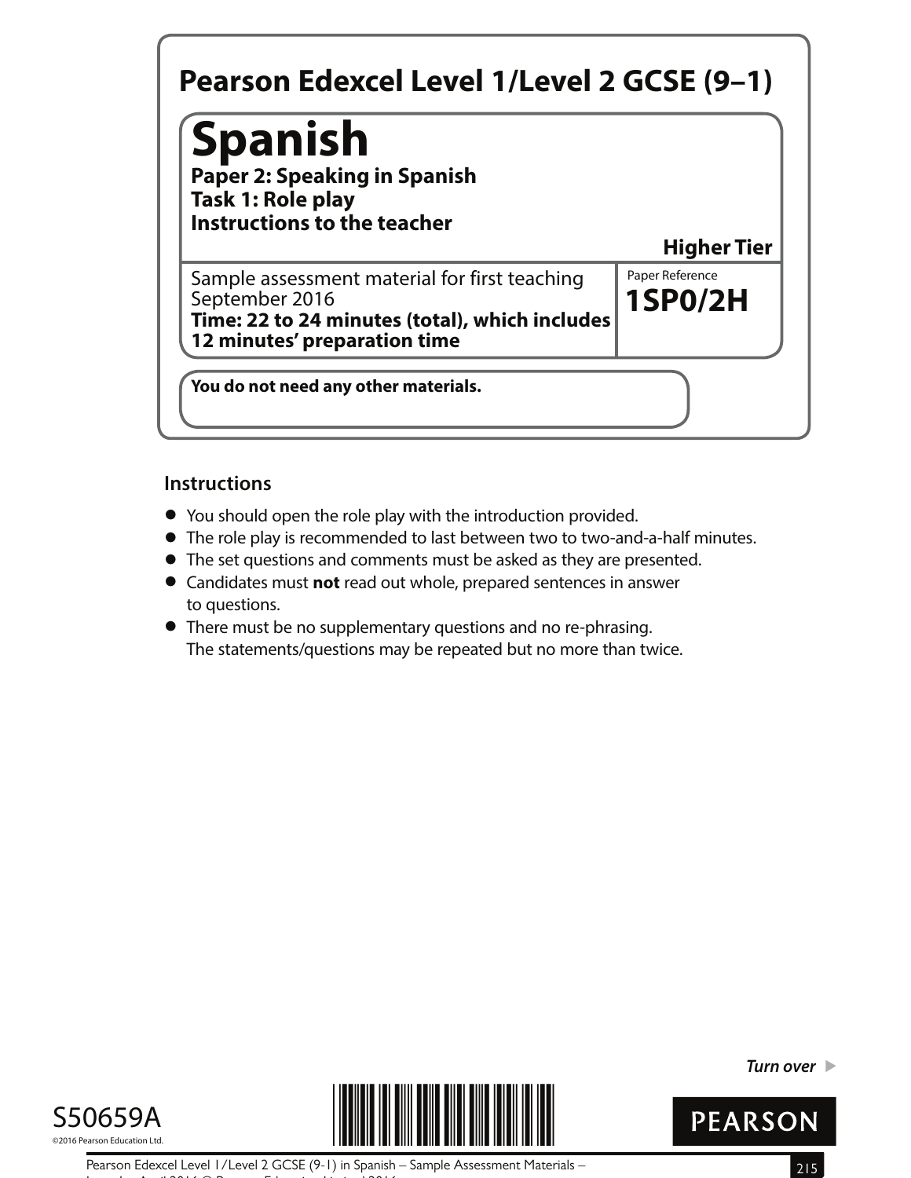# Pearson Edexcel Level 1/Level 2 GCSE (9–1)

# Spanish

**Paper 2: Speaking in Spanish**
**Task 1: Role play**
**Instructions to the teacher**

**Higher Tier**

Sample assessment material for first teaching September 2016
**Time: 22 to 24 minutes (total), which includes 12 minutes' preparation time**

Paper Reference
**1SP0/2H**

**You do not need any other materials.**

## Instructions

- You should open the role play with the introduction provided.
- The role play is recommended to last between two to two-and-a-half minutes.
- The set questions and comments must be asked as they are presented.
- Candidates must **not** read out whole, prepared sentences in answer to questions.
- There must be no supplementary questions and no re-phrasing. The statements/questions may be repeated but no more than twice.

*Turn over*

S50659A
©2016 Pearson Education Ltd.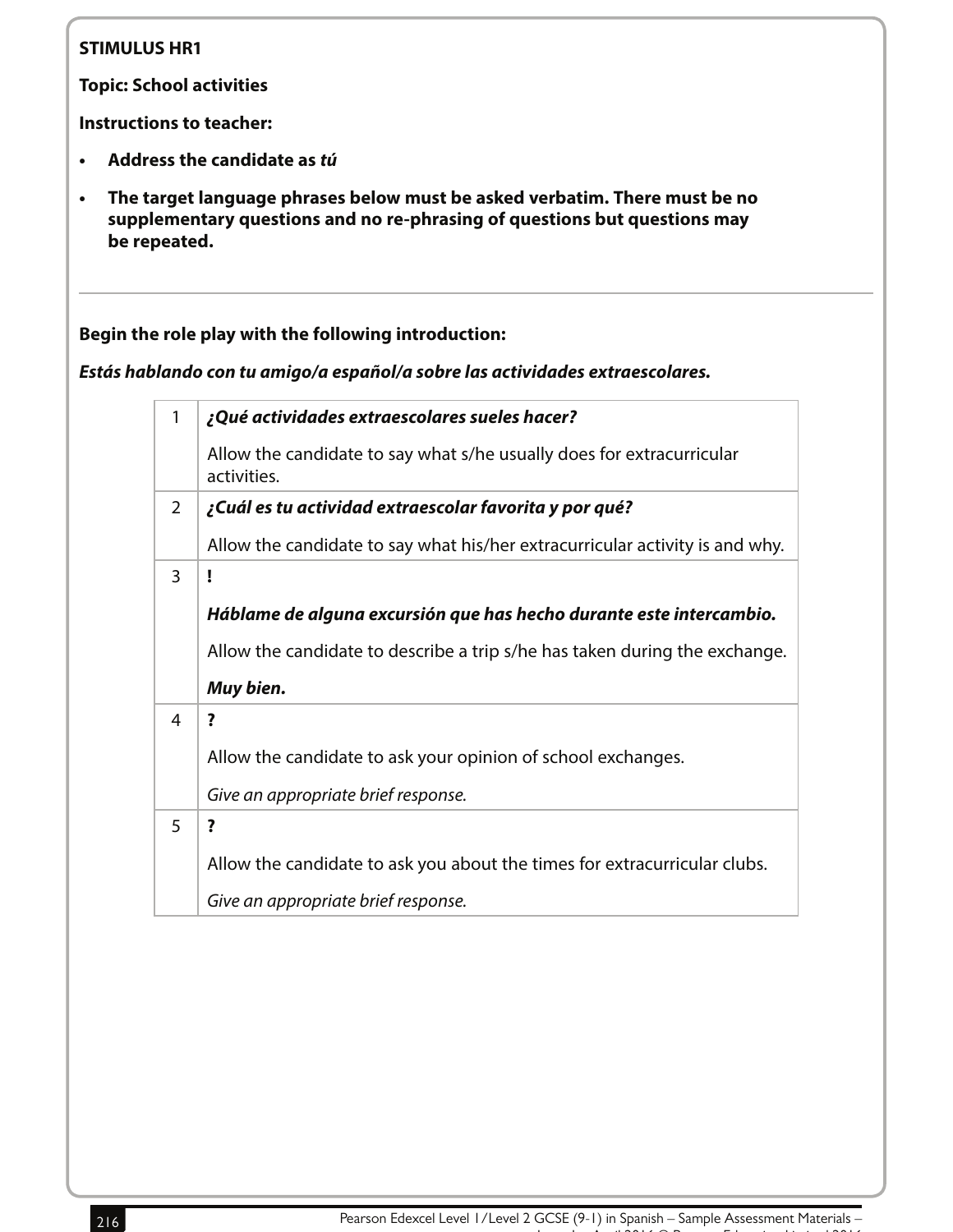**STIMULUS HR1**

**Topic: School activities**

**Instructions to teacher:**

- **Address the candidate as *tú***
- **The target language phrases below must be asked verbatim. There must be no supplementary questions and no re-phrasing of questions but questions may be repeated.**

---

**Begin the role play with the following introduction:**

***Estás hablando con tu amigo/a español/a sobre las actividades extraescolares.***

| | |
|---|---|
| 1 | ***¿Qué actividades extraescolares sueles hacer?***<br><br>Allow the candidate to say what s/he usually does for extracurricular activities. |
| 2 | ***¿Cuál es tu actividad extraescolar favorita y por qué?***<br><br>Allow the candidate to say what his/her extracurricular activity is and why. |
| 3 | **!**<br><br>***Háblame de alguna excursión que has hecho durante este intercambio.***<br><br>Allow the candidate to describe a trip s/he has taken during the exchange.<br><br>***Muy bien.*** |
| 4 | **?**<br><br>Allow the candidate to ask your opinion of school exchanges.<br><br>*Give an appropriate brief response.* |
| 5 | **?**<br><br>Allow the candidate to ask you about the times for extracurricular clubs.<br><br>*Give an appropriate brief response.* |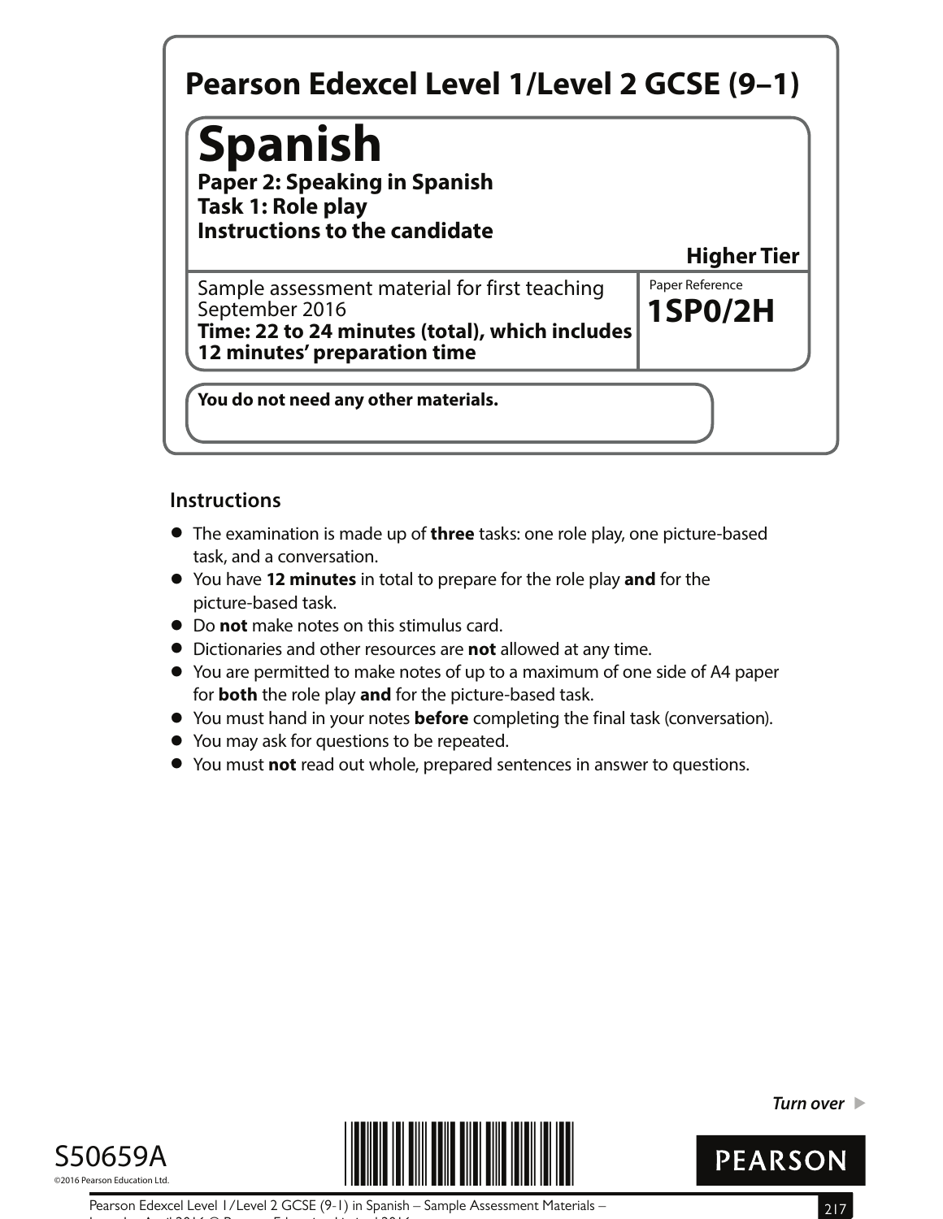# Pearson Edexcel Level 1/Level 2 GCSE (9–1)

# Spanish

**Paper 2: Speaking in Spanish**
**Task 1: Role play**
**Instructions to the candidate**

**Higher Tier**

Sample assessment material for first teaching September 2016
**Time: 22 to 24 minutes (total), which includes 12 minutes' preparation time**

Paper Reference
**1SP0/2H**

**You do not need any other materials.**

## Instructions

- The examination is made up of **three** tasks: one role play, one picture-based task, and a conversation.
- You have **12 minutes** in total to prepare for the role play **and** for the picture-based task.
- Do **not** make notes on this stimulus card.
- Dictionaries and other resources are **not** allowed at any time.
- You are permitted to make notes of up to a maximum of one side of A4 paper for **both** the role play **and** for the picture-based task.
- You must hand in your notes **before** completing the final task (conversation).
- You may ask for questions to be repeated.
- You must **not** read out whole, prepared sentences in answer to questions.

*Turn over* ▶

S50659A
©2016 Pearson Education Ltd.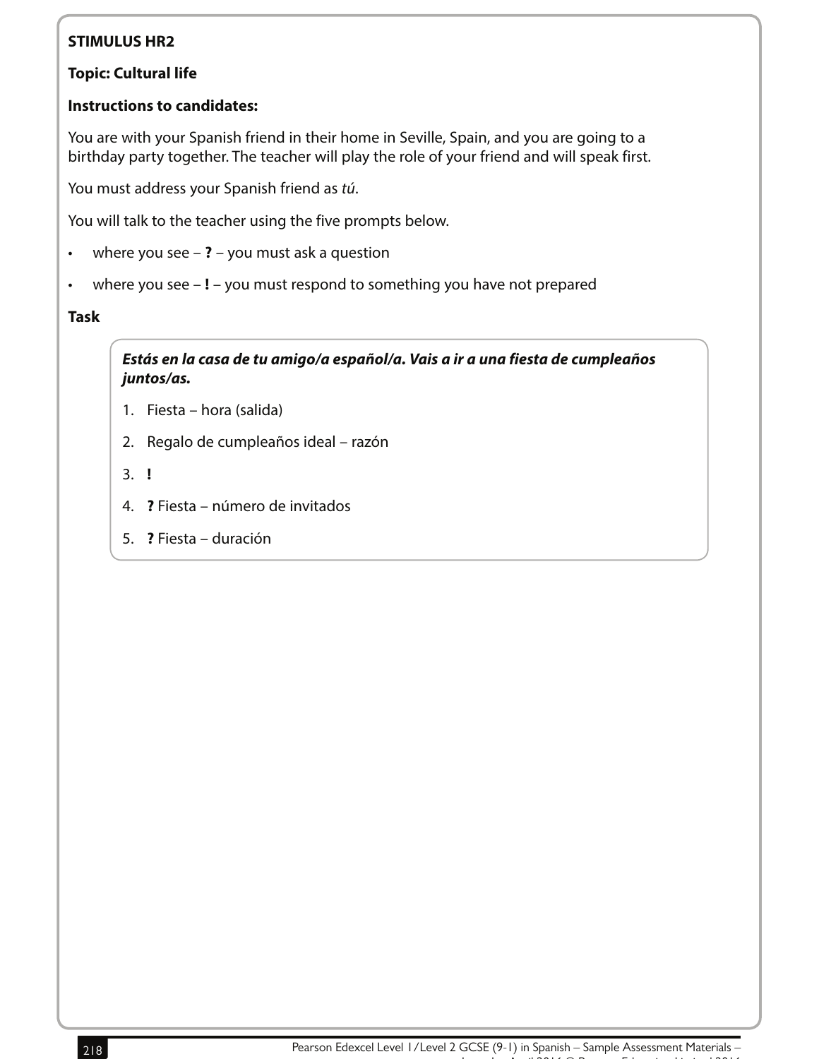**STIMULUS HR2**

**Topic: Cultural life**

**Instructions to candidates:**

You are with your Spanish friend in their home in Seville, Spain, and you are going to a birthday party together. The teacher will play the role of your friend and will speak first.

You must address your Spanish friend as *tú*.

You will talk to the teacher using the five prompts below.

- where you see – **?** – you must ask a question
- where you see – **!** – you must respond to something you have not prepared

**Task**

***Estás en la casa de tu amigo/a español/a. Vais a ir a una fiesta de cumpleaños juntos/as.***

1. Fiesta – hora (salida)
2. Regalo de cumpleaños ideal – razón
3. **!**
4. **?** Fiesta – número de invitados
5. **?** Fiesta – duración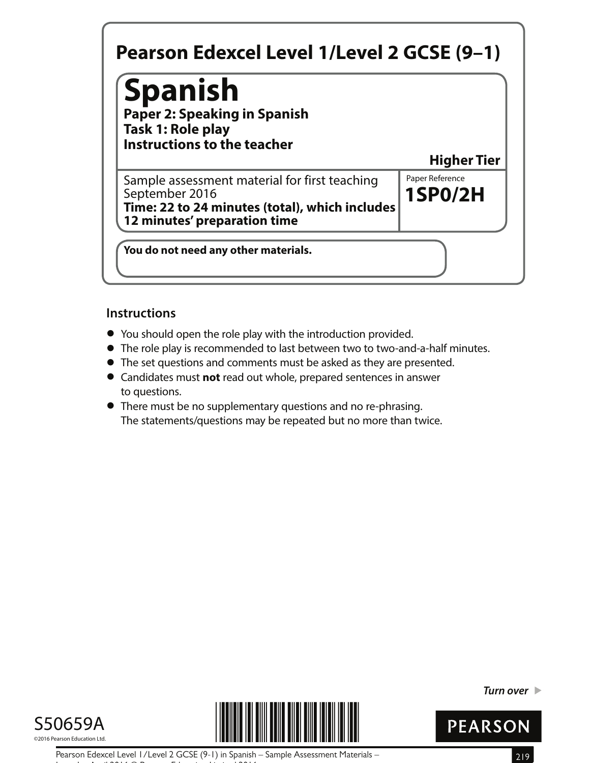# Pearson Edexcel Level 1/Level 2 GCSE (9–1)

## Spanish

**Paper 2: Speaking in Spanish**
**Task 1: Role play**
**Instructions to the teacher**

**Higher Tier**

Sample assessment material for first teaching September 2016
**Time: 22 to 24 minutes (total), which includes 12 minutes' preparation time**

Paper Reference
**1SP0/2H**

**You do not need any other materials.**

### Instructions

- You should open the role play with the introduction provided.
- The role play is recommended to last between two to two-and-a-half minutes.
- The set questions and comments must be asked as they are presented.
- Candidates must **not** read out whole, prepared sentences in answer to questions.
- There must be no supplementary questions and no re-phrasing. The statements/questions may be repeated but no more than twice.

*Turn over* ▶

S50659A
©2016 Pearson Education Ltd.

PEARSON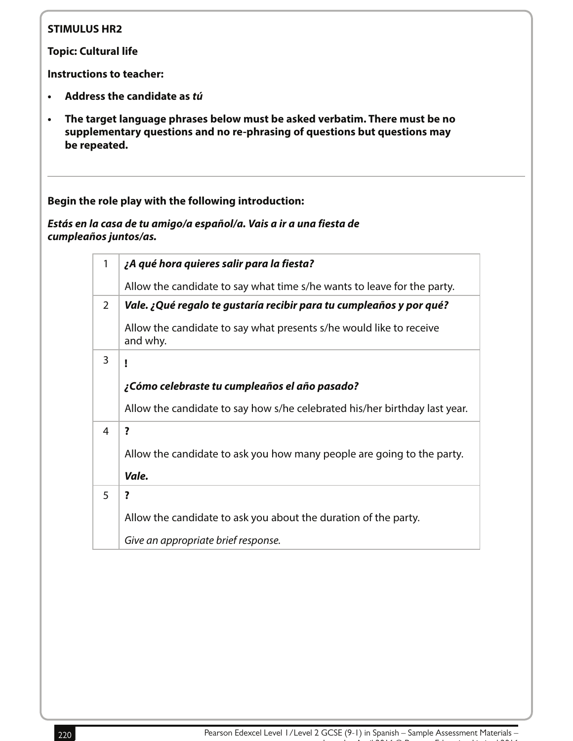**STIMULUS HR2**

**Topic: Cultural life**

**Instructions to teacher:**

- **Address the candidate as *tú***
- **The target language phrases below must be asked verbatim. There must be no supplementary questions and no re-phrasing of questions but questions may be repeated.**

---

**Begin the role play with the following introduction:**

***Estás en la casa de tu amigo/a español/a. Vais a ir a una fiesta de cumpleaños juntos/as.***

| | |
|---|---|
| 1 | ***¿A qué hora quieres salir para la fiesta?***<br><br>Allow the candidate to say what time s/he wants to leave for the party. |
| 2 | ***Vale. ¿Qué regalo te gustaría recibir para tu cumpleaños y por qué?***<br><br>Allow the candidate to say what presents s/he would like to receive and why. |
| 3 | **!**<br><br>***¿Cómo celebraste tu cumpleaños el año pasado?***<br><br>Allow the candidate to say how s/he celebrated his/her birthday last year. |
| 4 | **?**<br><br>Allow the candidate to ask you how many people are going to the party.<br><br>***Vale.*** |
| 5 | **?**<br><br>Allow the candidate to ask you about the duration of the party.<br><br>*Give an appropriate brief response.* |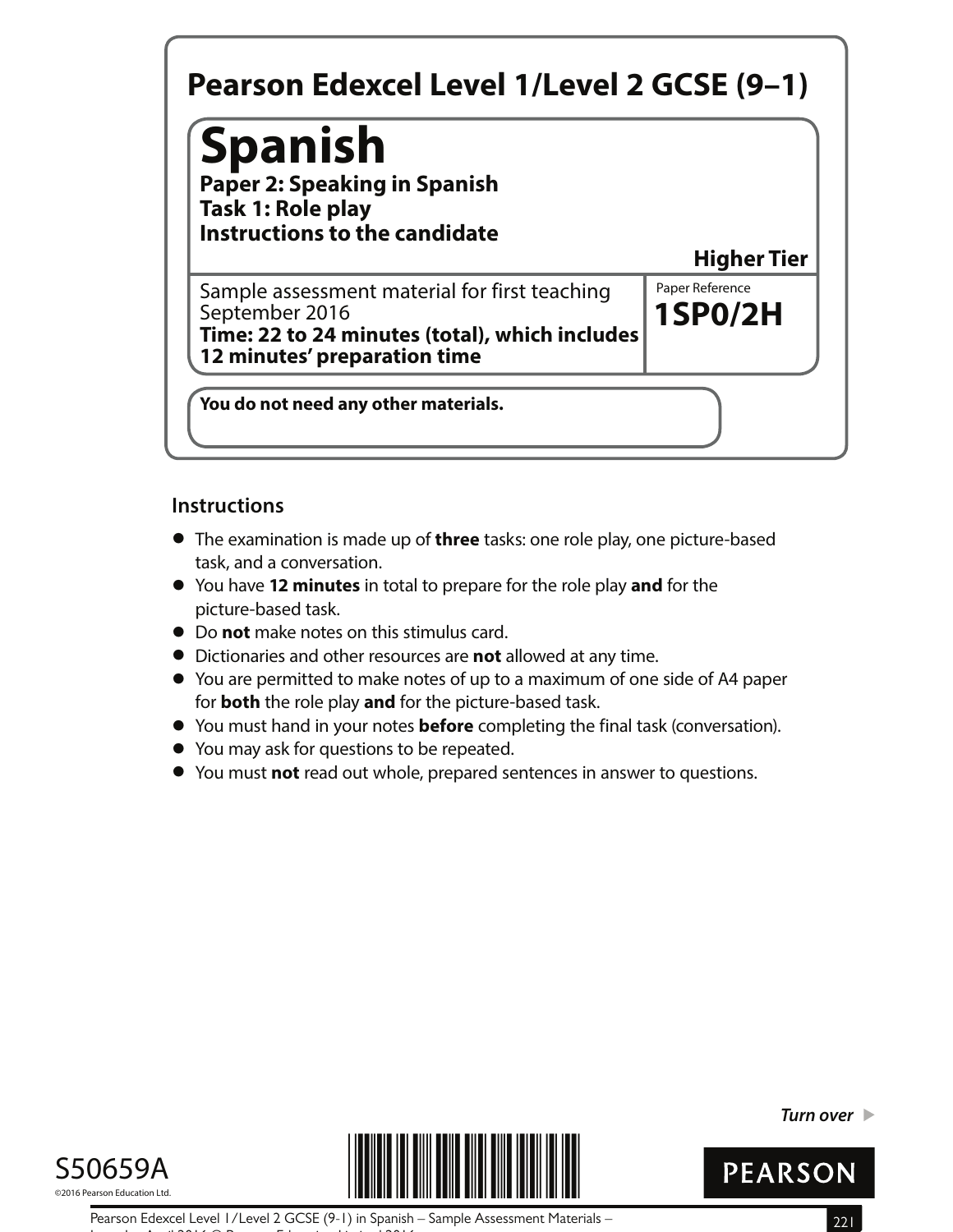# Pearson Edexcel Level 1/Level 2 GCSE (9–1)

# Spanish

**Paper 2: Speaking in Spanish**
**Task 1: Role play**
**Instructions to the candidate**

**Higher Tier**

Sample assessment material for first teaching September 2016
**Time: 22 to 24 minutes (total), which includes 12 minutes' preparation time**

Paper Reference
**1SP0/2H**

**You do not need any other materials.**

## Instructions

- The examination is made up of **three** tasks: one role play, one picture-based task, and a conversation.
- You have **12 minutes** in total to prepare for the role play **and** for the picture-based task.
- Do **not** make notes on this stimulus card.
- Dictionaries and other resources are **not** allowed at any time.
- You are permitted to make notes of up to a maximum of one side of A4 paper for **both** the role play **and** for the picture-based task.
- You must hand in your notes **before** completing the final task (conversation).
- You may ask for questions to be repeated.
- You must **not** read out whole, prepared sentences in answer to questions.

*Turn over* ▶

S50659A

©2016 Pearson Education Ltd.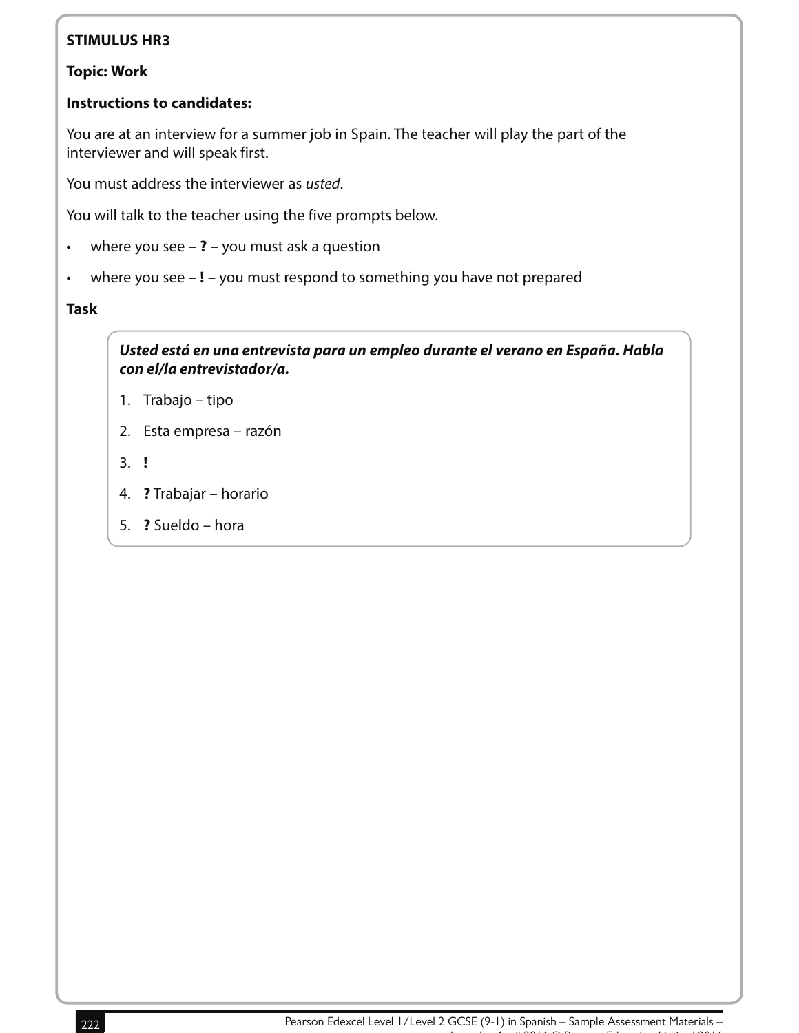**STIMULUS HR3**

**Topic: Work**

**Instructions to candidates:**

You are at an interview for a summer job in Spain. The teacher will play the part of the interviewer and will speak first.

You must address the interviewer as *usted*.

You will talk to the teacher using the five prompts below.

- where you see – **?** – you must ask a question
- where you see – **!** – you must respond to something you have not prepared

**Task**

***Usted está en una entrevista para un empleo durante el verano en España. Habla con el/la entrevistador/a.***

1. Trabajo – tipo
2. Esta empresa – razón
3. **!**
4. **?** Trabajar – horario
5. **?** Sueldo – hora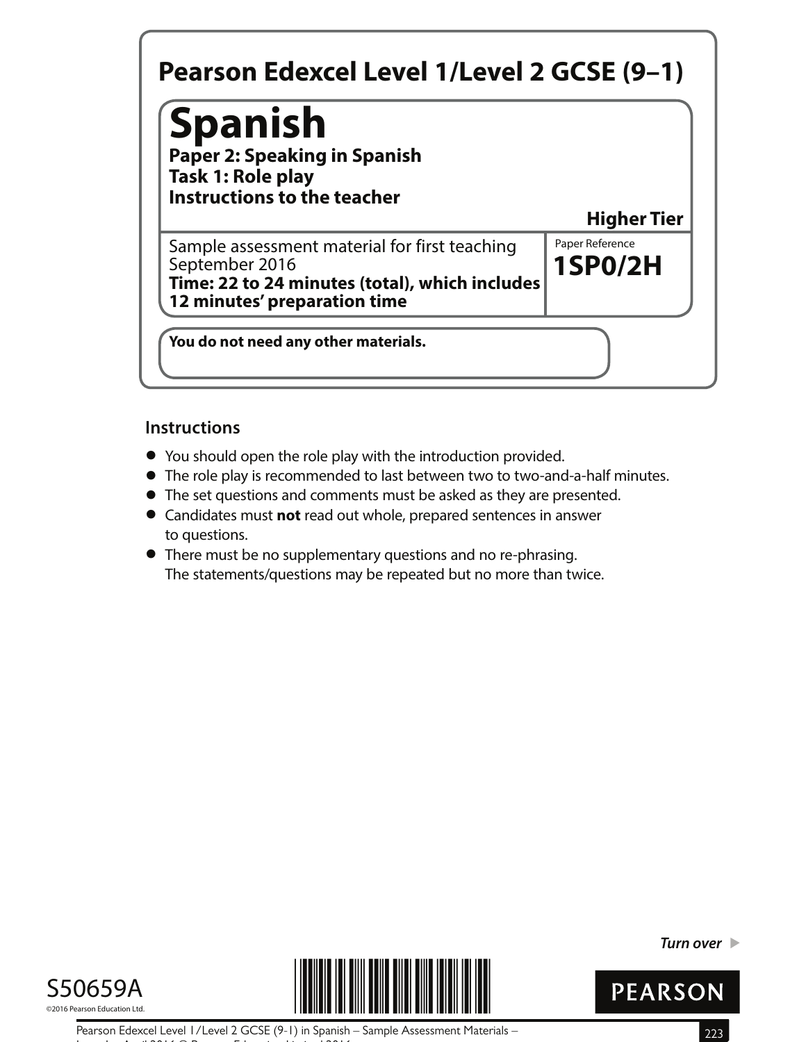**Pearson Edexcel Level 1/Level 2 GCSE (9–1)**

# Spanish

**Paper 2: Speaking in Spanish**
**Task 1: Role play**
**Instructions to the teacher**

**Higher Tier**

Sample assessment material for first teaching September 2016
**Time: 22 to 24 minutes (total), which includes 12 minutes' preparation time**

Paper Reference
**1SP0/2H**

**You do not need any other materials.**

## Instructions

- You should open the role play with the introduction provided.
- The role play is recommended to last between two to two-and-a-half minutes.
- The set questions and comments must be asked as they are presented.
- Candidates must **not** read out whole, prepared sentences in answer to questions.
- There must be no supplementary questions and no re-phrasing. The statements/questions may be repeated but no more than twice.

*Turn over* ▶

S50659A
©2016 Pearson Education Ltd.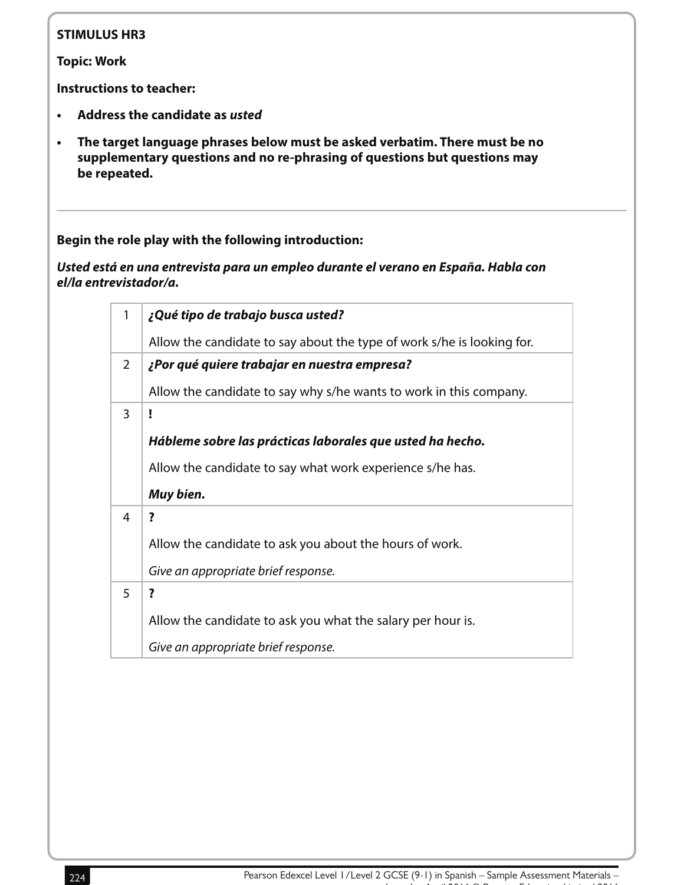**STIMULUS HR3**

**Topic: Work**

**Instructions to teacher:**

- **Address the candidate as *usted***
- **The target language phrases below must be asked verbatim. There must be no supplementary questions and no re-phrasing of questions but questions may be repeated.**

---

**Begin the role play with the following introduction:**

***Usted está en una entrevista para un empleo durante el verano en España. Habla con el/la entrevistador/a.***

| | |
|---|---|
| 1 | ***¿Qué tipo de trabajo busca usted?***<br><br>Allow the candidate to say about the type of work s/he is looking for. |
| 2 | ***¿Por qué quiere trabajar en nuestra empresa?***<br><br>Allow the candidate to say why s/he wants to work in this company. |
| 3 | **!**<br><br>***Hábleme sobre las prácticas laborales que usted ha hecho.***<br><br>Allow the candidate to say what work experience s/he has.<br><br>***Muy bien.*** |
| 4 | **?**<br><br>Allow the candidate to ask you about the hours of work.<br><br>*Give an appropriate brief response.* |
| 5 | **?**<br><br>Allow the candidate to ask you what the salary per hour is.<br><br>*Give an appropriate brief response.* |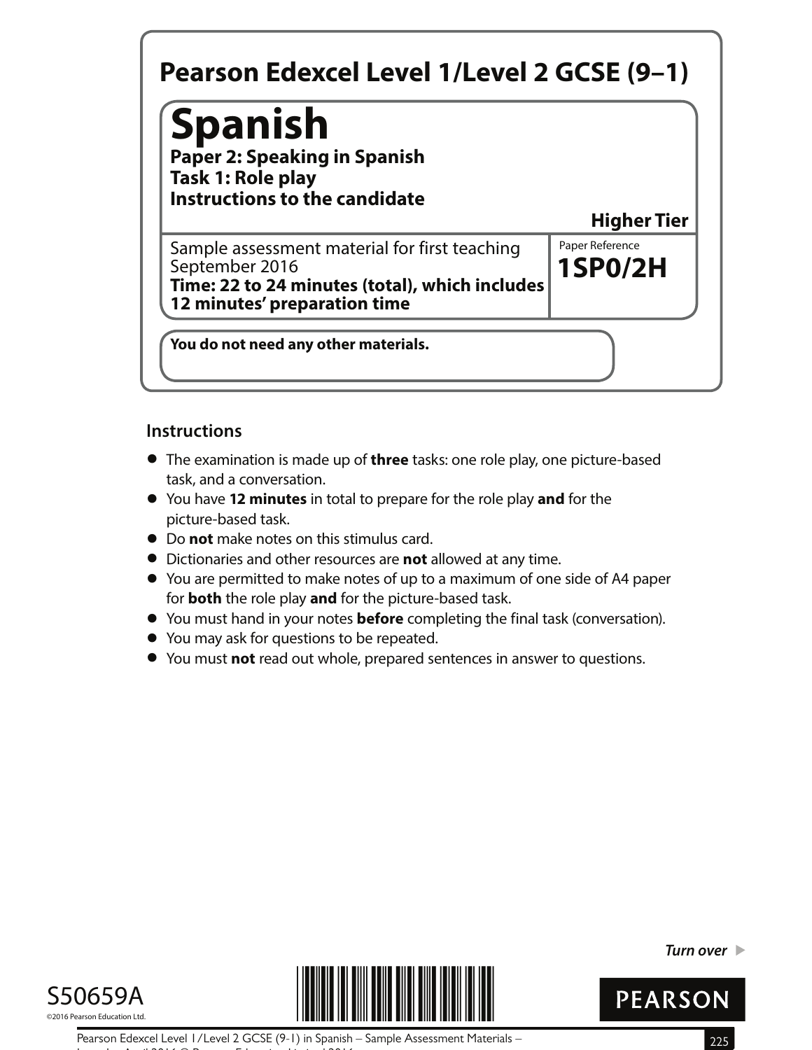# Pearson Edexcel Level 1/Level 2 GCSE (9–1)

## Spanish

**Paper 2: Speaking in Spanish**
**Task 1: Role play**
**Instructions to the candidate**

**Higher Tier**

Sample assessment material for first teaching September 2016
**Time: 22 to 24 minutes (total), which includes 12 minutes' preparation time**

Paper Reference
**1SP0/2H**

**You do not need any other materials.**

### Instructions

- The examination is made up of **three** tasks: one role play, one picture-based task, and a conversation.
- You have **12 minutes** in total to prepare for the role play **and** for the picture-based task.
- Do **not** make notes on this stimulus card.
- Dictionaries and other resources are **not** allowed at any time.
- You are permitted to make notes of up to a maximum of one side of A4 paper for **both** the role play **and** for the picture-based task.
- You must hand in your notes **before** completing the final task (conversation).
- You may ask for questions to be repeated.
- You must **not** read out whole, prepared sentences in answer to questions.

*Turn over* ▶

S50659A
©2016 Pearson Education Ltd.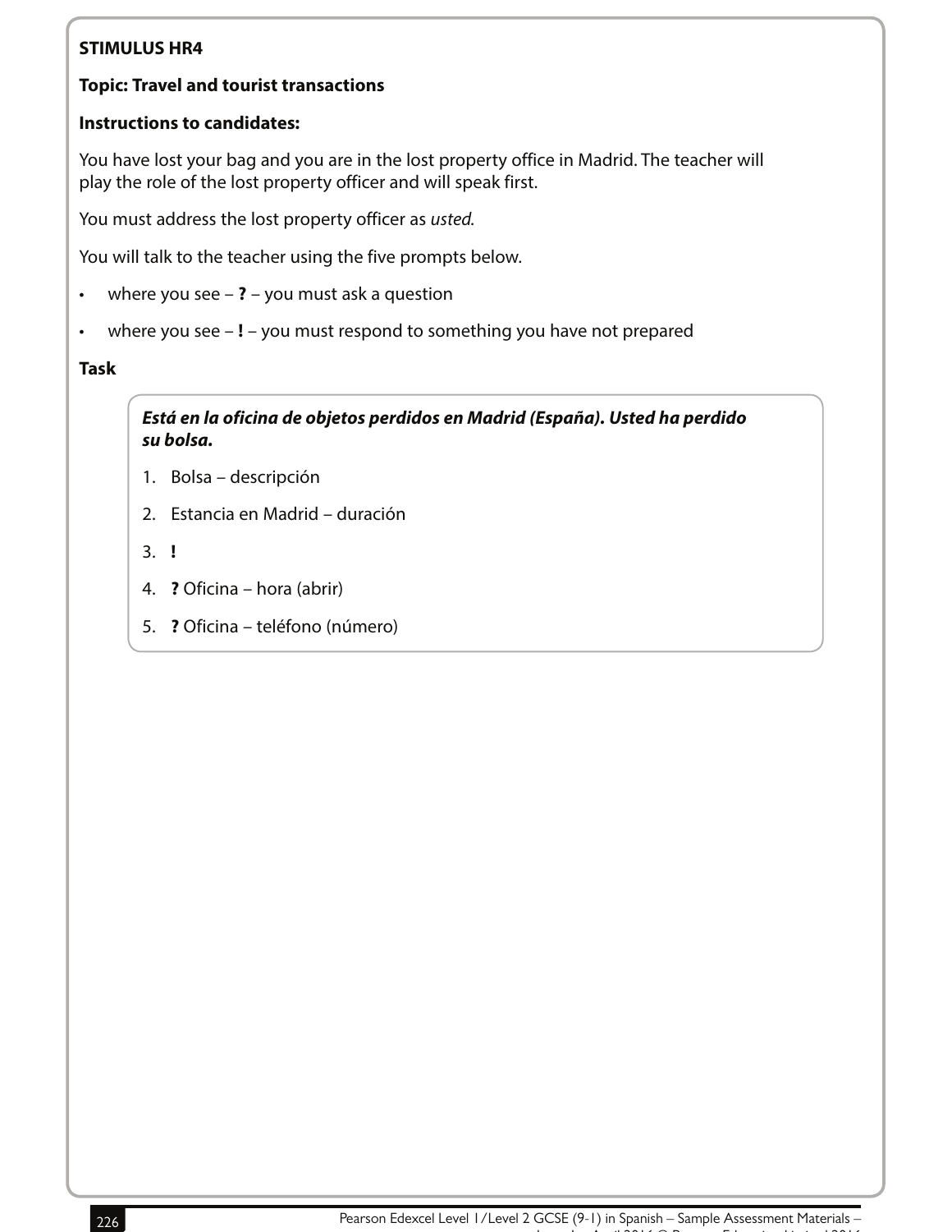**STIMULUS HR4**

**Topic: Travel and tourist transactions**

**Instructions to candidates:**

You have lost your bag and you are in the lost property office in Madrid. The teacher will play the role of the lost property officer and will speak first.

You must address the lost property officer as *usted.*

You will talk to the teacher using the five prompts below.

- where you see – **?** – you must ask a question
- where you see – **!** – you must respond to something you have not prepared

**Task**

***Está en la oficina de objetos perdidos en Madrid (España). Usted ha perdido su bolsa.***

1. Bolsa – descripción
2. Estancia en Madrid – duración
3. **!**
4. **?** Oficina – hora (abrir)
5. **?** Oficina – teléfono (número)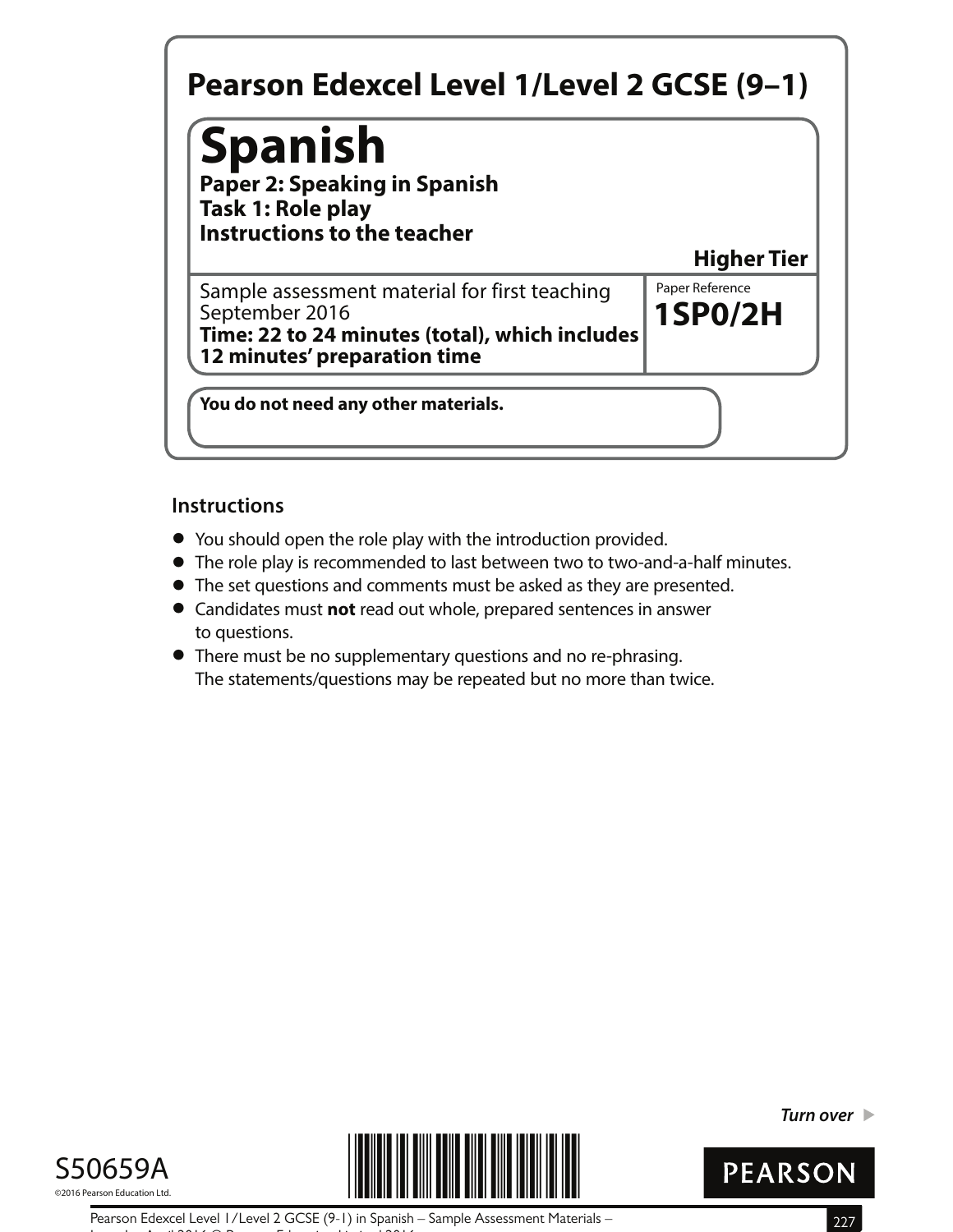**Pearson Edexcel Level 1/Level 2 GCSE (9–1)**

# Spanish

**Paper 2: Speaking in Spanish**
**Task 1: Role play**
**Instructions to the teacher**

**Higher Tier**

Sample assessment material for first teaching September 2016
**Time: 22 to 24 minutes (total), which includes 12 minutes' preparation time**

Paper Reference
**1SP0/2H**

**You do not need any other materials.**

## Instructions

- You should open the role play with the introduction provided.
- The role play is recommended to last between two to two-and-a-half minutes.
- The set questions and comments must be asked as they are presented.
- Candidates must **not** read out whole, prepared sentences in answer to questions.
- There must be no supplementary questions and no re-phrasing. The statements/questions may be repeated but no more than twice.

*Turn over* ▶

S50659A

©2016 Pearson Education Ltd.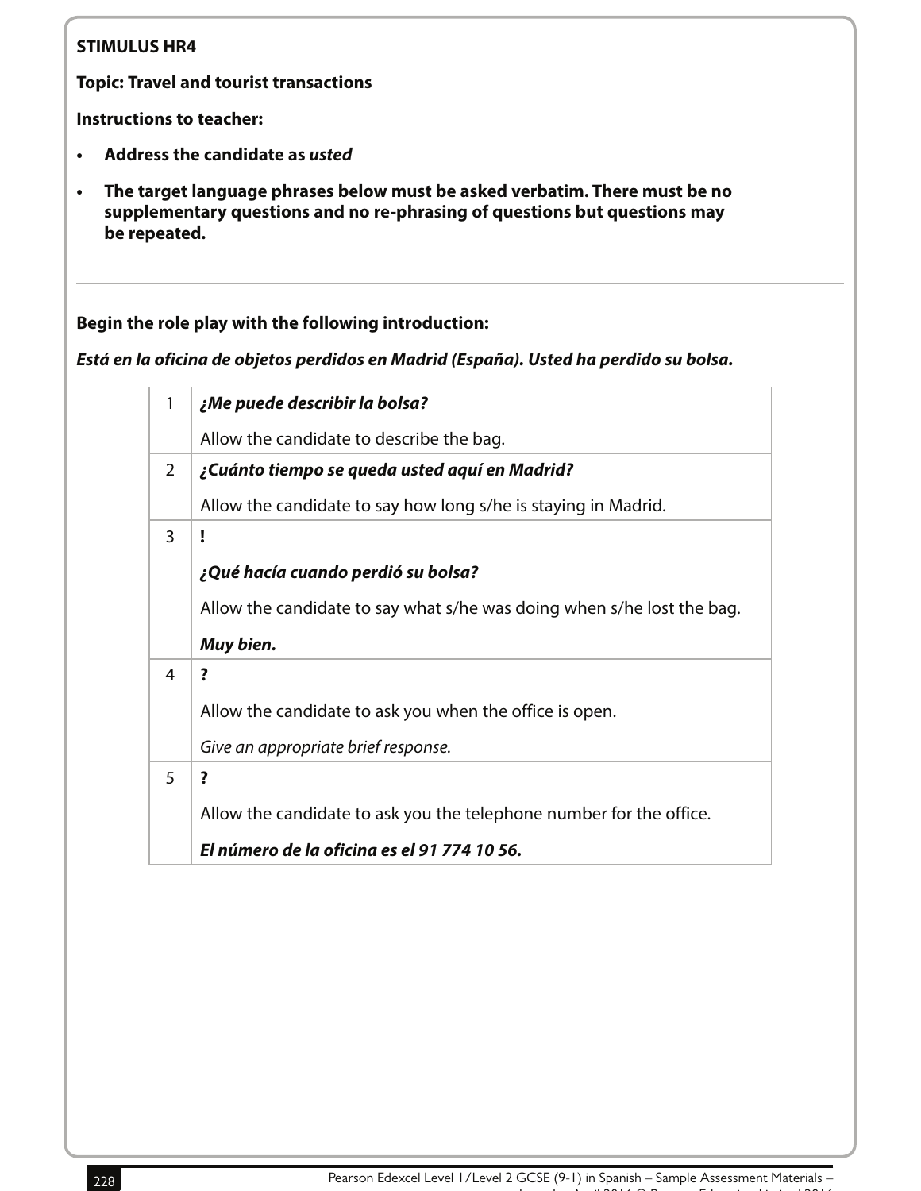**STIMULUS HR4**

**Topic: Travel and tourist transactions**

**Instructions to teacher:**

- **Address the candidate as *usted***
- **The target language phrases below must be asked verbatim. There must be no supplementary questions and no re-phrasing of questions but questions may be repeated.**

---

**Begin the role play with the following introduction:**

***Está en la oficina de objetos perdidos en Madrid (España). Usted ha perdido su bolsa.***

| | |
|---|---|
| 1 | ***¿Me puede describir la bolsa?***<br><br>Allow the candidate to describe the bag. |
| 2 | ***¿Cuánto tiempo se queda usted aquí en Madrid?***<br><br>Allow the candidate to say how long s/he is staying in Madrid. |
| 3 | **!**<br><br>***¿Qué hacía cuando perdió su bolsa?***<br><br>Allow the candidate to say what s/he was doing when s/he lost the bag.<br><br>***Muy bien.*** |
| 4 | **?**<br><br>Allow the candidate to ask you when the office is open.<br><br>*Give an appropriate brief response.* |
| 5 | **?**<br><br>Allow the candidate to ask you the telephone number for the office.<br><br>***El número de la oficina es el 91 774 10 56.*** |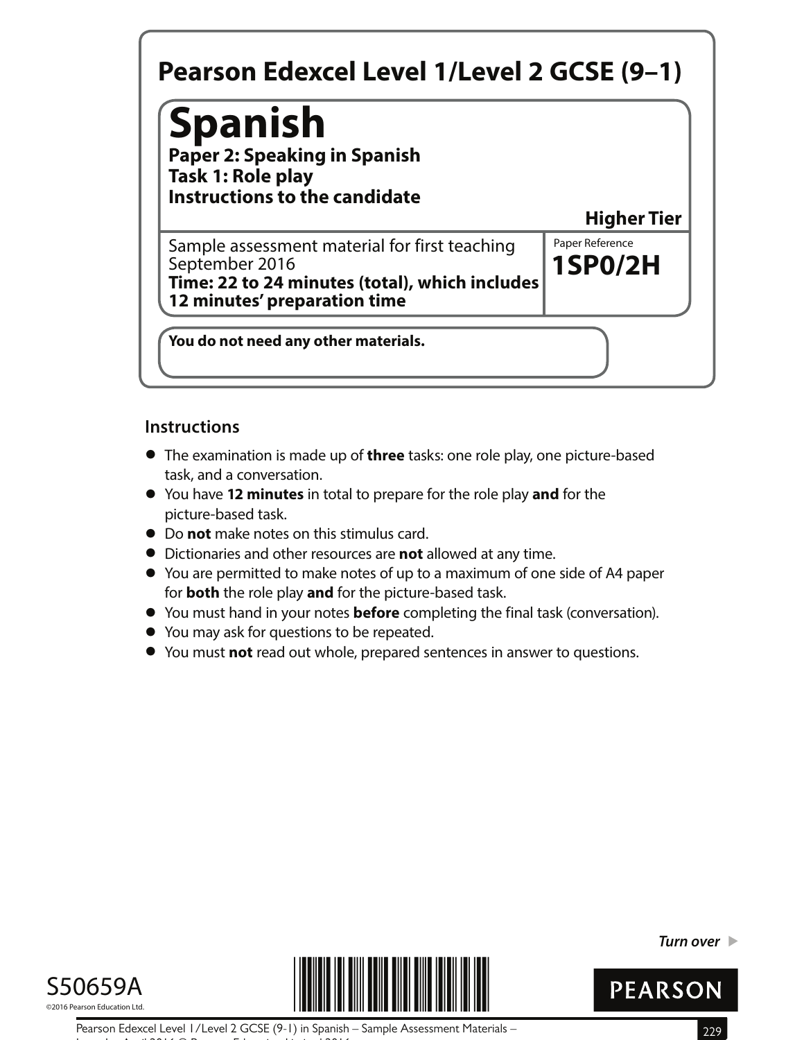# Pearson Edexcel Level 1/Level 2 GCSE (9–1)

# Spanish

**Paper 2: Speaking in Spanish**
**Task 1: Role play**
**Instructions to the candidate**

**Higher Tier**

Sample assessment material for first teaching September 2016
**Time: 22 to 24 minutes (total), which includes 12 minutes' preparation time**

Paper Reference
**1SP0/2H**

**You do not need any other materials.**

## Instructions

- The examination is made up of **three** tasks: one role play, one picture-based task, and a conversation.
- You have **12 minutes** in total to prepare for the role play **and** for the picture-based task.
- Do **not** make notes on this stimulus card.
- Dictionaries and other resources are **not** allowed at any time.
- You are permitted to make notes of up to a maximum of one side of A4 paper for **both** the role play **and** for the picture-based task.
- You must hand in your notes **before** completing the final task (conversation).
- You may ask for questions to be repeated.
- You must **not** read out whole, prepared sentences in answer to questions.

*Turn over* ▶

S50659A

©2016 Pearson Education Ltd.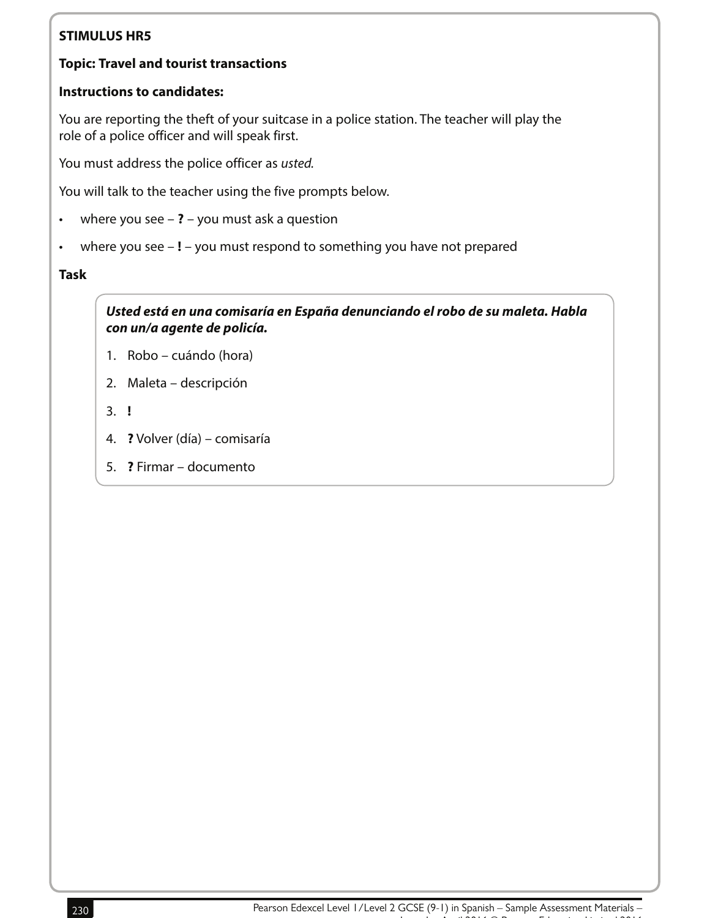**STIMULUS HR5**

**Topic: Travel and tourist transactions**

**Instructions to candidates:**

You are reporting the theft of your suitcase in a police station. The teacher will play the role of a police officer and will speak first.

You must address the police officer as *usted.*

You will talk to the teacher using the five prompts below.

- where you see – **?** – you must ask a question
- where you see – **!** – you must respond to something you have not prepared

**Task**

***Usted está en una comisaría en España denunciando el robo de su maleta. Habla con un/a agente de policía.***

1. Robo – cuándo (hora)
2. Maleta – descripción
3. **!**
4. **?** Volver (día) – comisaría
5. **?** Firmar – documento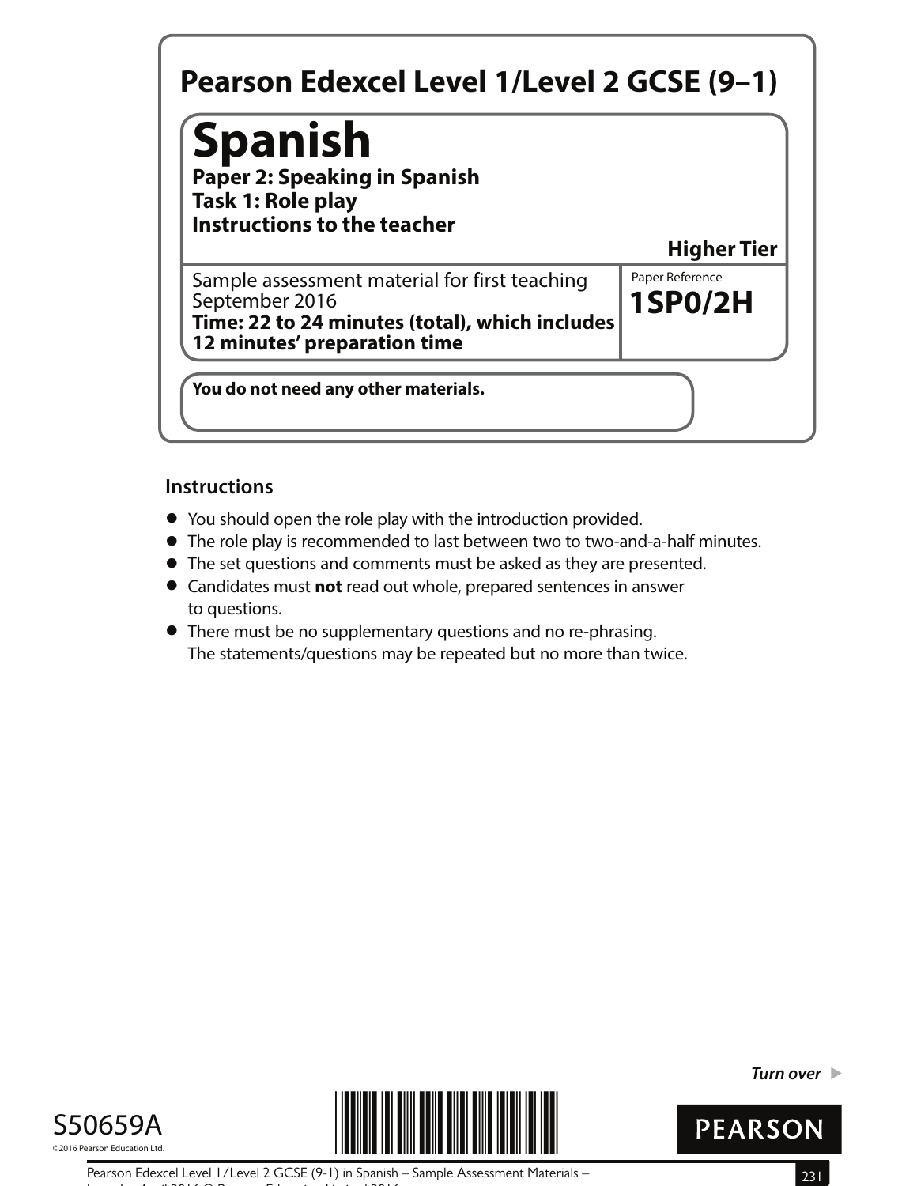# Pearson Edexcel Level 1/Level 2 GCSE (9–1)

# Spanish

**Paper 2: Speaking in Spanish**
**Task 1: Role play**
**Instructions to the teacher**

**Higher Tier**

Sample assessment material for first teaching September 2016
**Time: 22 to 24 minutes (total), which includes 12 minutes' preparation time**

Paper Reference
**1SP0/2H**

**You do not need any other materials.**

## Instructions

- You should open the role play with the introduction provided.
- The role play is recommended to last between two to two-and-a-half minutes.
- The set questions and comments must be asked as they are presented.
- Candidates must **not** read out whole, prepared sentences in answer to questions.
- There must be no supplementary questions and no re-phrasing. The statements/questions may be repeated but no more than twice.

*Turn over* ▶

S50659A
©2016 Pearson Education Ltd.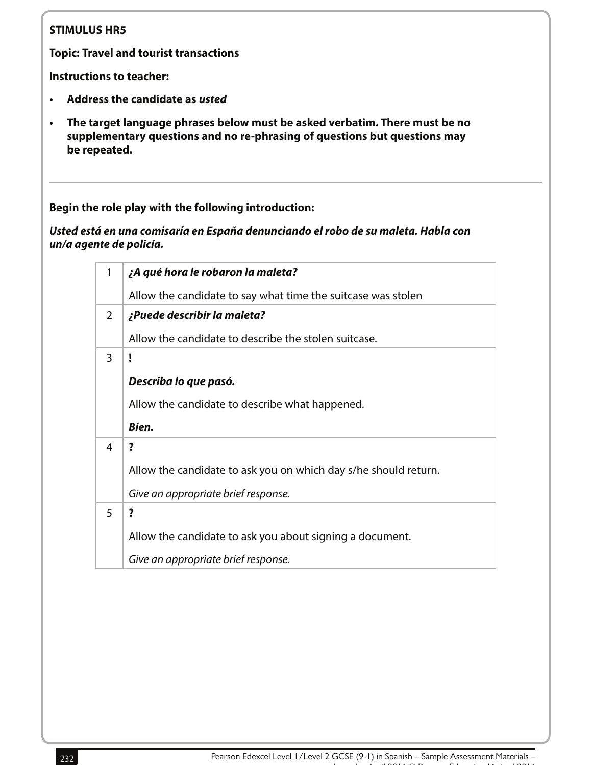**STIMULUS HR5**

**Topic: Travel and tourist transactions**

**Instructions to teacher:**

- **Address the candidate as *usted***
- **The target language phrases below must be asked verbatim. There must be no supplementary questions and no re-phrasing of questions but questions may be repeated.**

---

**Begin the role play with the following introduction:**

***Usted está en una comisaría en España denunciando el robo de su maleta. Habla con un/a agente de policía.***

| | |
|---|---|
| 1 | ***¿A qué hora le robaron la maleta?***<br><br>Allow the candidate to say what time the suitcase was stolen |
| 2 | ***¿Puede describir la maleta?***<br><br>Allow the candidate to describe the stolen suitcase. |
| 3 | **!**<br><br>***Describa lo que pasó.***<br><br>Allow the candidate to describe what happened.<br><br>***Bien.*** |
| 4 | **?**<br><br>Allow the candidate to ask you on which day s/he should return.<br><br>*Give an appropriate brief response.* |
| 5 | **?**<br><br>Allow the candidate to ask you about signing a document.<br><br>*Give an appropriate brief response.* |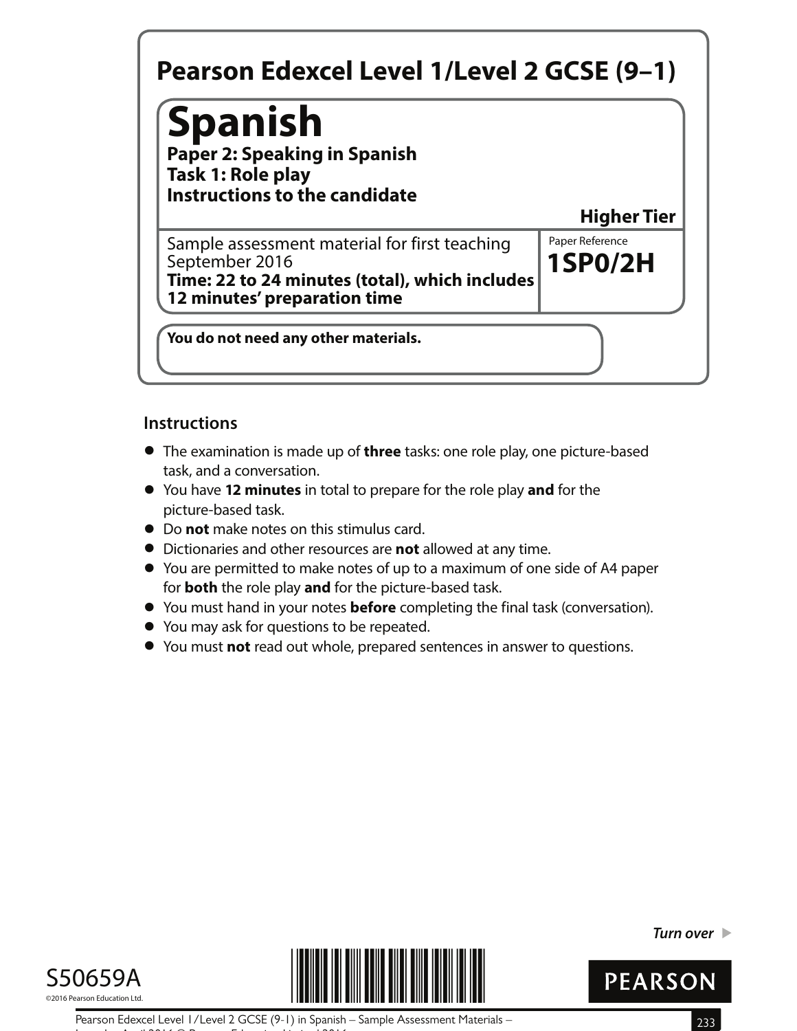# Pearson Edexcel Level 1/Level 2 GCSE (9–1)

## Spanish

**Paper 2: Speaking in Spanish**
**Task 1: Role play**
**Instructions to the candidate**

**Higher Tier**

Sample assessment material for first teaching September 2016
**Time: 22 to 24 minutes (total), which includes 12 minutes' preparation time**

Paper Reference
**1SP0/2H**

**You do not need any other materials.**

### Instructions

- The examination is made up of **three** tasks: one role play, one picture-based task, and a conversation.
- You have **12 minutes** in total to prepare for the role play **and** for the picture-based task.
- Do **not** make notes on this stimulus card.
- Dictionaries and other resources are **not** allowed at any time.
- You are permitted to make notes of up to a maximum of one side of A4 paper for **both** the role play **and** for the picture-based task.
- You must hand in your notes **before** completing the final task (conversation).
- You may ask for questions to be repeated.
- You must **not** read out whole, prepared sentences in answer to questions.

*Turn over* ▶

S50659A
©2016 Pearson Education Ltd.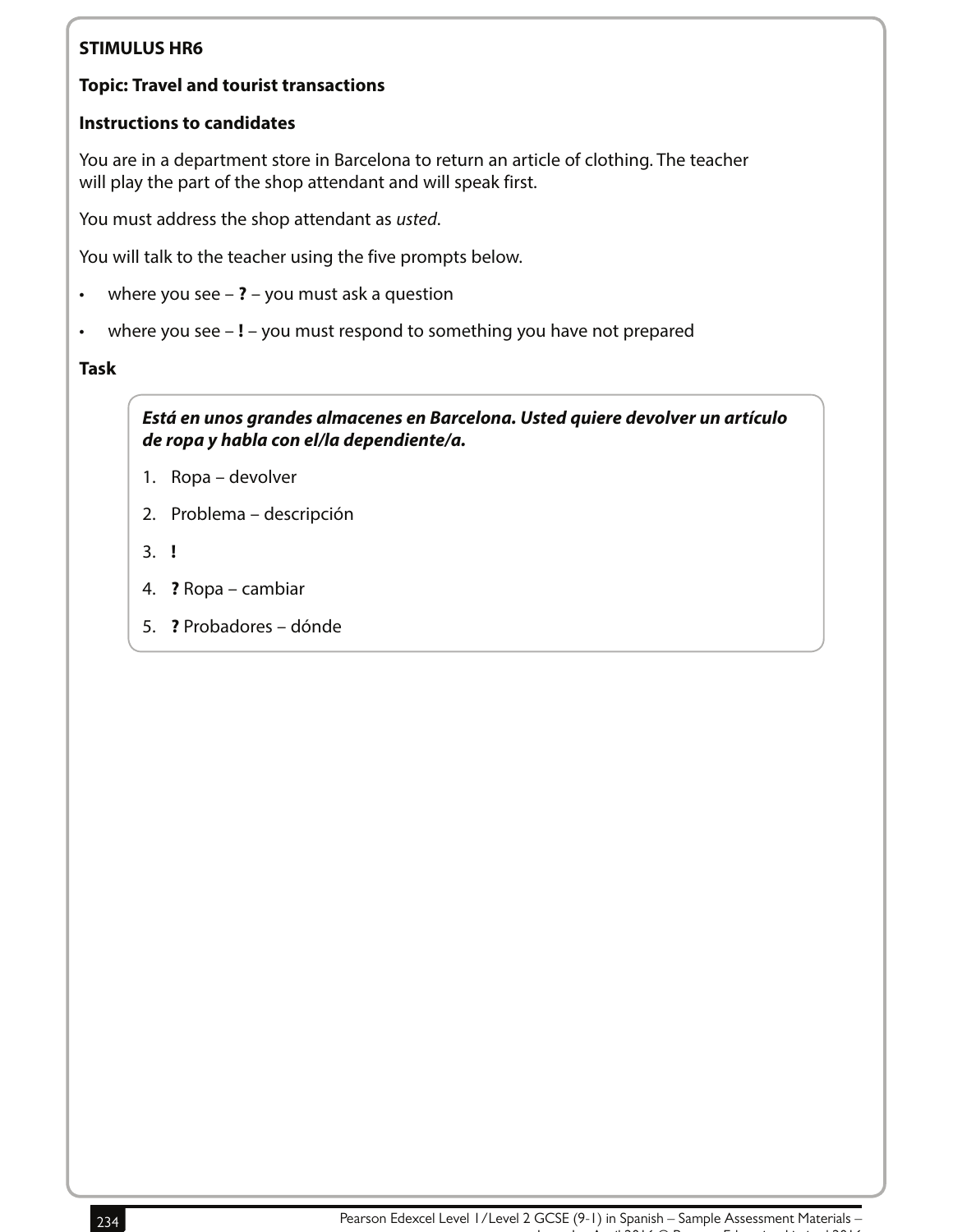**STIMULUS HR6**

**Topic: Travel and tourist transactions**

**Instructions to candidates**

You are in a department store in Barcelona to return an article of clothing. The teacher will play the part of the shop attendant and will speak first.

You must address the shop attendant as *usted*.

You will talk to the teacher using the five prompts below.

- where you see – **?** – you must ask a question
- where you see – **!** – you must respond to something you have not prepared

**Task**

***Está en unos grandes almacenes en Barcelona. Usted quiere devolver un artículo de ropa y habla con el/la dependiente/a.***

1. Ropa – devolver
2. Problema – descripción
3. **!**
4. **?** Ropa – cambiar
5. **?** Probadores – dónde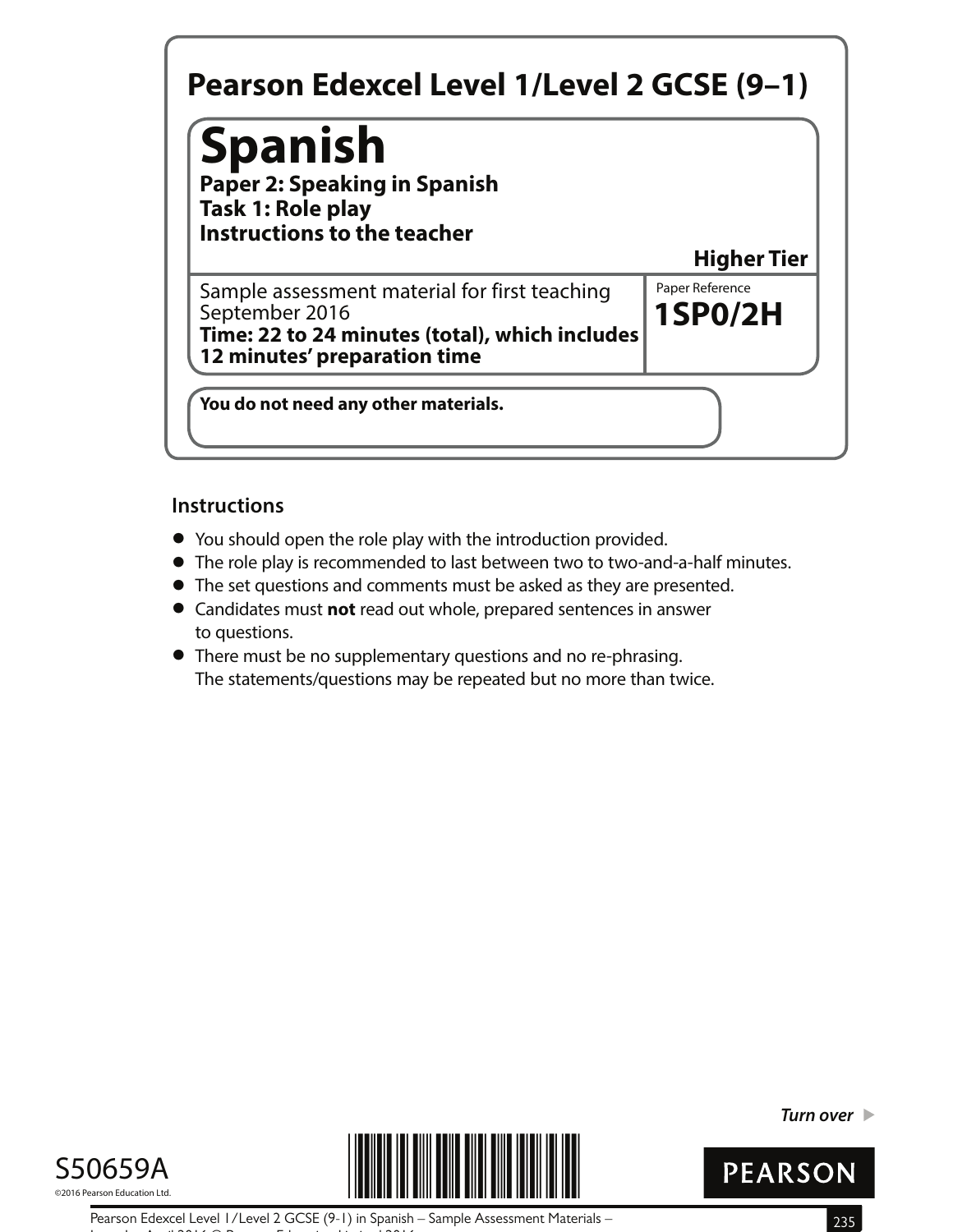# Pearson Edexcel Level 1/Level 2 GCSE (9–1)

## Spanish

**Paper 2: Speaking in Spanish**
**Task 1: Role play**
**Instructions to the teacher**

**Higher Tier**

Sample assessment material for first teaching September 2016
**Time: 22 to 24 minutes (total), which includes 12 minutes' preparation time**

Paper Reference
**1SP0/2H**

**You do not need any other materials.**

### Instructions

- You should open the role play with the introduction provided.
- The role play is recommended to last between two to two-and-a-half minutes.
- The set questions and comments must be asked as they are presented.
- Candidates must **not** read out whole, prepared sentences in answer to questions.
- There must be no supplementary questions and no re-phrasing. The statements/questions may be repeated but no more than twice.

*Turn over* ▶

S50659A
©2016 Pearson Education Ltd.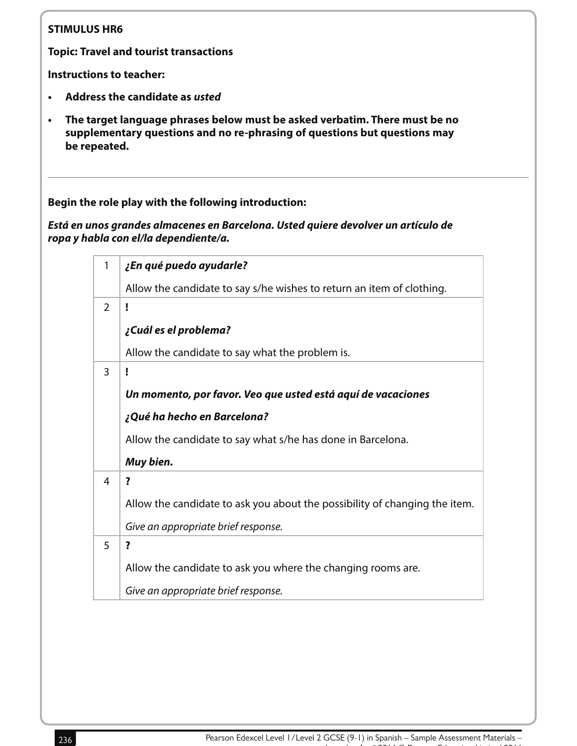**STIMULUS HR6**

**Topic: Travel and tourist transactions**

**Instructions to teacher:**

- **Address the candidate as *usted***
- **The target language phrases below must be asked verbatim. There must be no supplementary questions and no re-phrasing of questions but questions may be repeated.**

---

**Begin the role play with the following introduction:**

***Está en unos grandes almacenes en Barcelona. Usted quiere devolver un artículo de ropa y habla con el/la dependiente/a.***

| | |
|---|---|
| 1 | ***¿En qué puedo ayudarle?***<br><br>Allow the candidate to say s/he wishes to return an item of clothing. |
| 2 | **!**<br><br>***¿Cuál es el problema?***<br><br>Allow the candidate to say what the problem is. |
| 3 | **!**<br><br>***Un momento, por favor. Veo que usted está aquí de vacaciones***<br><br>***¿Qué ha hecho en Barcelona?***<br><br>Allow the candidate to say what s/he has done in Barcelona.<br><br>***Muy bien.*** |
| 4 | **?**<br><br>Allow the candidate to ask you about the possibility of changing the item.<br><br>*Give an appropriate brief response.* |
| 5 | **?**<br><br>Allow the candidate to ask you where the changing rooms are.<br><br>*Give an appropriate brief response.* |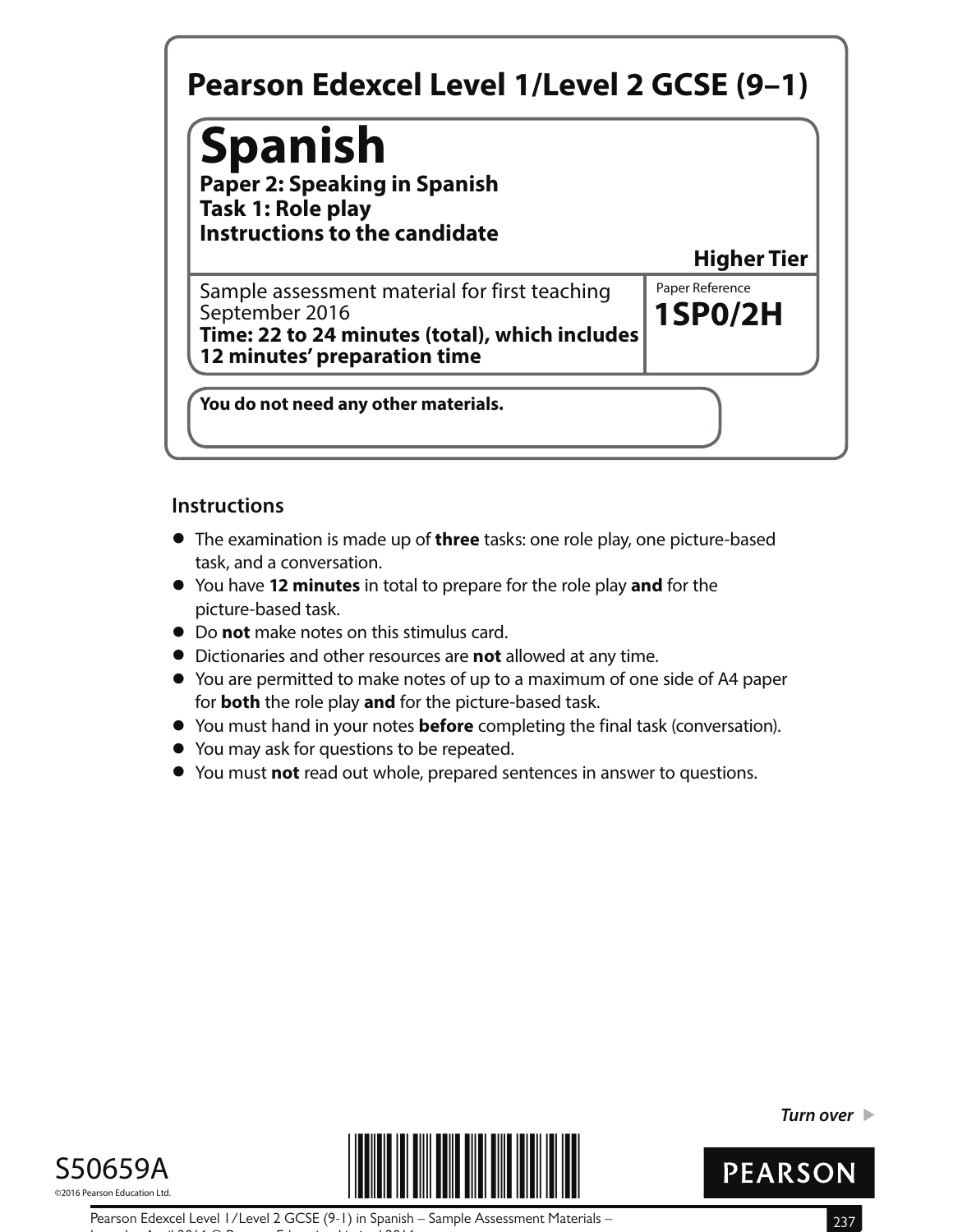# Pearson Edexcel Level 1/Level 2 GCSE (9–1)

## Spanish

**Paper 2: Speaking in Spanish**
**Task 1: Role play**
**Instructions to the candidate**

**Higher Tier**

Sample assessment material for first teaching September 2016
**Time: 22 to 24 minutes (total), which includes 12 minutes' preparation time**

Paper Reference
**1SP0/2H**

**You do not need any other materials.**

### Instructions

- The examination is made up of **three** tasks: one role play, one picture-based task, and a conversation.
- You have **12 minutes** in total to prepare for the role play **and** for the picture-based task.
- Do **not** make notes on this stimulus card.
- Dictionaries and other resources are **not** allowed at any time.
- You are permitted to make notes of up to a maximum of one side of A4 paper for **both** the role play **and** for the picture-based task.
- You must hand in your notes **before** completing the final task (conversation).
- You may ask for questions to be repeated.
- You must **not** read out whole, prepared sentences in answer to questions.

*Turn over* ▶

S50659A

©2016 Pearson Education Ltd.

PEARSON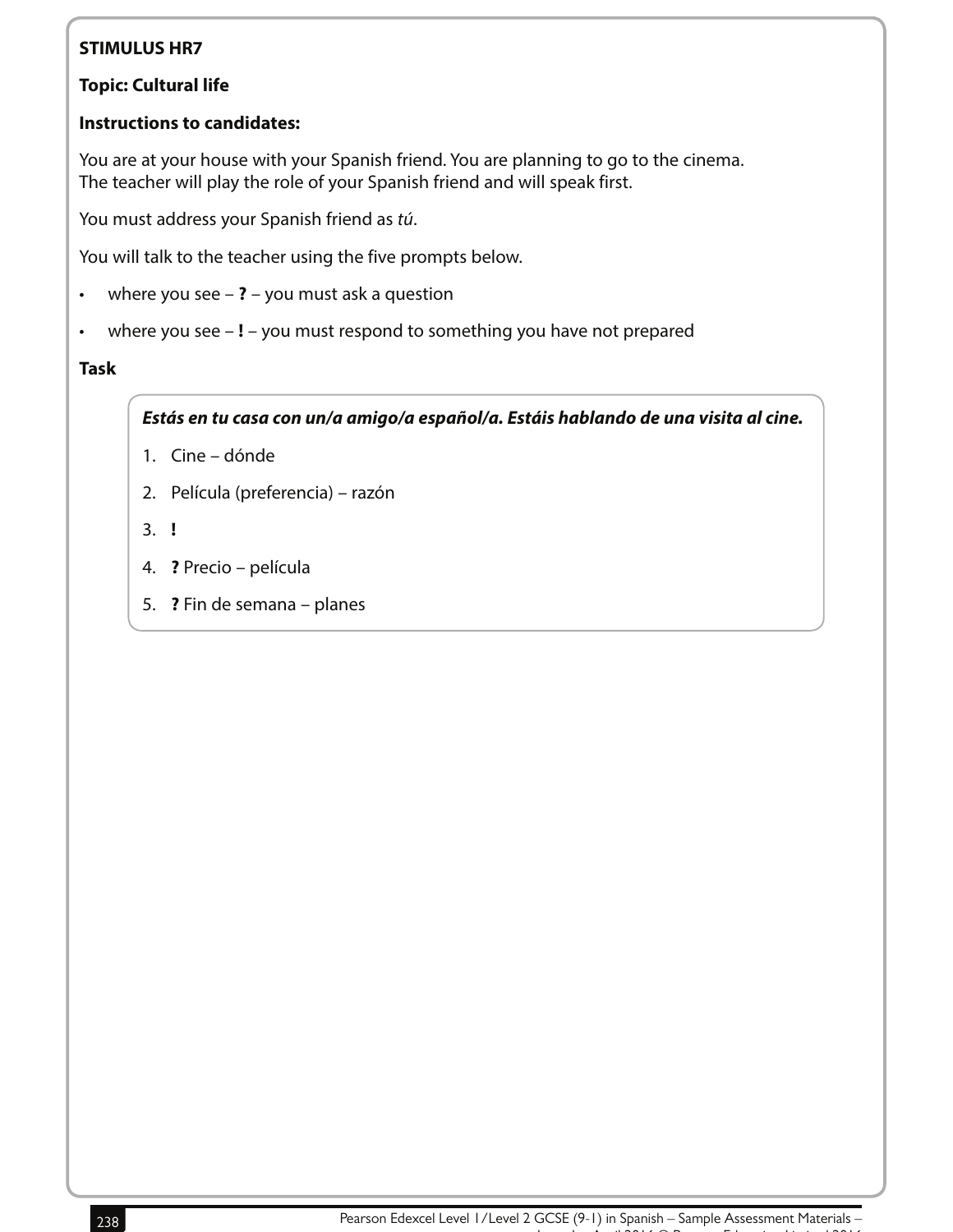**STIMULUS HR7**

**Topic: Cultural life**

**Instructions to candidates:**

You are at your house with your Spanish friend. You are planning to go to the cinema.
The teacher will play the role of your Spanish friend and will speak first.

You must address your Spanish friend as *tú*.

You will talk to the teacher using the five prompts below.

- where you see – **?** – you must ask a question
- where you see – **!** – you must respond to something you have not prepared

**Task**

***Estás en tu casa con un/a amigo/a español/a. Estáis hablando de una visita al cine.***

1. Cine – dónde
2. Película (preferencia) – razón
3. **!**
4. **?** Precio – película
5. **?** Fin de semana – planes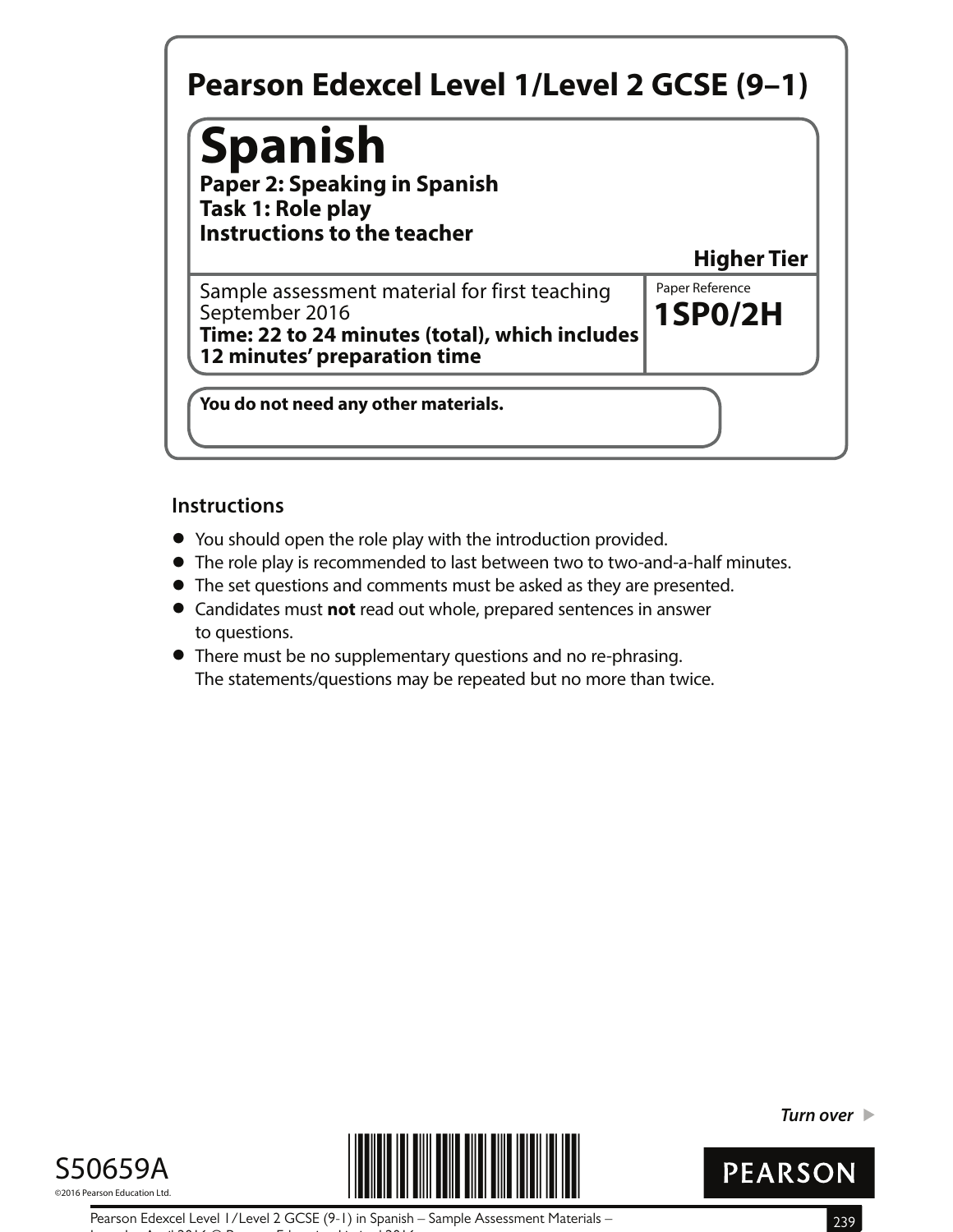# Pearson Edexcel Level 1/Level 2 GCSE (9–1)

# Spanish

**Paper 2: Speaking in Spanish**
**Task 1: Role play**
**Instructions to the teacher**

**Higher Tier**

Sample assessment material for first teaching September 2016
**Time: 22 to 24 minutes (total), which includes 12 minutes' preparation time**

Paper Reference
**1SP0/2H**

**You do not need any other materials.**

## Instructions

- You should open the role play with the introduction provided.
- The role play is recommended to last between two to two-and-a-half minutes.
- The set questions and comments must be asked as they are presented.
- Candidates must **not** read out whole, prepared sentences in answer to questions.
- There must be no supplementary questions and no re-phrasing. The statements/questions may be repeated but no more than twice.

*Turn over*

S50659A

©2016 Pearson Education Ltd.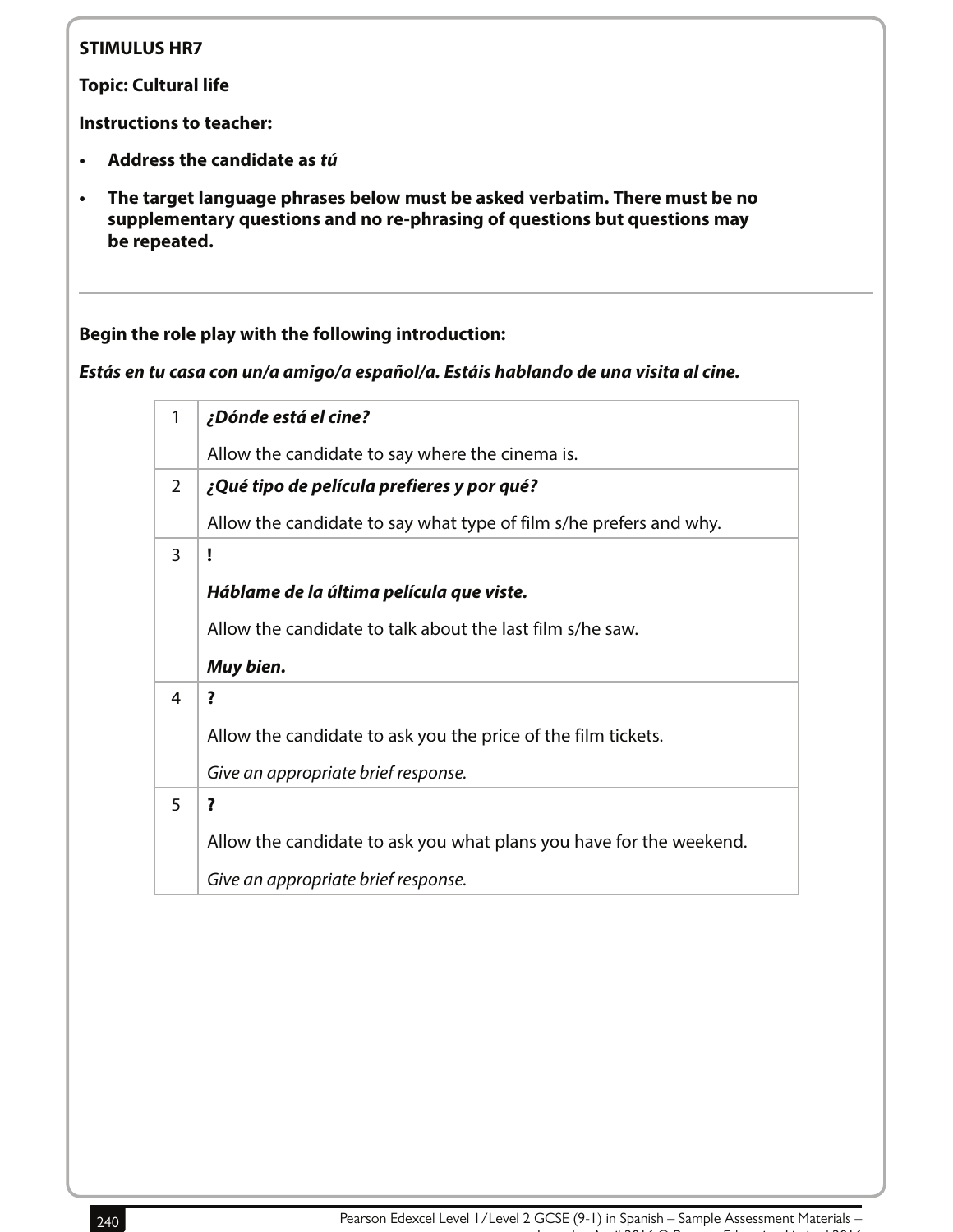**STIMULUS HR7**

**Topic: Cultural life**

**Instructions to teacher:**

- **Address the candidate as *tú***
- **The target language phrases below must be asked verbatim. There must be no supplementary questions and no re-phrasing of questions but questions may be repeated.**

---

**Begin the role play with the following introduction:**

***Estás en tu casa con un/a amigo/a español/a. Estáis hablando de una visita al cine.***

| | |
|---|---|
| 1 | ***¿Dónde está el cine?***<br><br>Allow the candidate to say where the cinema is. |
| 2 | ***¿Qué tipo de película prefieres y por qué?***<br><br>Allow the candidate to say what type of film s/he prefers and why. |
| 3 | **!**<br><br>***Háblame de la última película que viste.***<br><br>Allow the candidate to talk about the last film s/he saw.<br><br>***Muy bien.*** |
| 4 | **?**<br><br>Allow the candidate to ask you the price of the film tickets.<br><br>*Give an appropriate brief response.* |
| 5 | **?**<br><br>Allow the candidate to ask you what plans you have for the weekend.<br><br>*Give an appropriate brief response.* |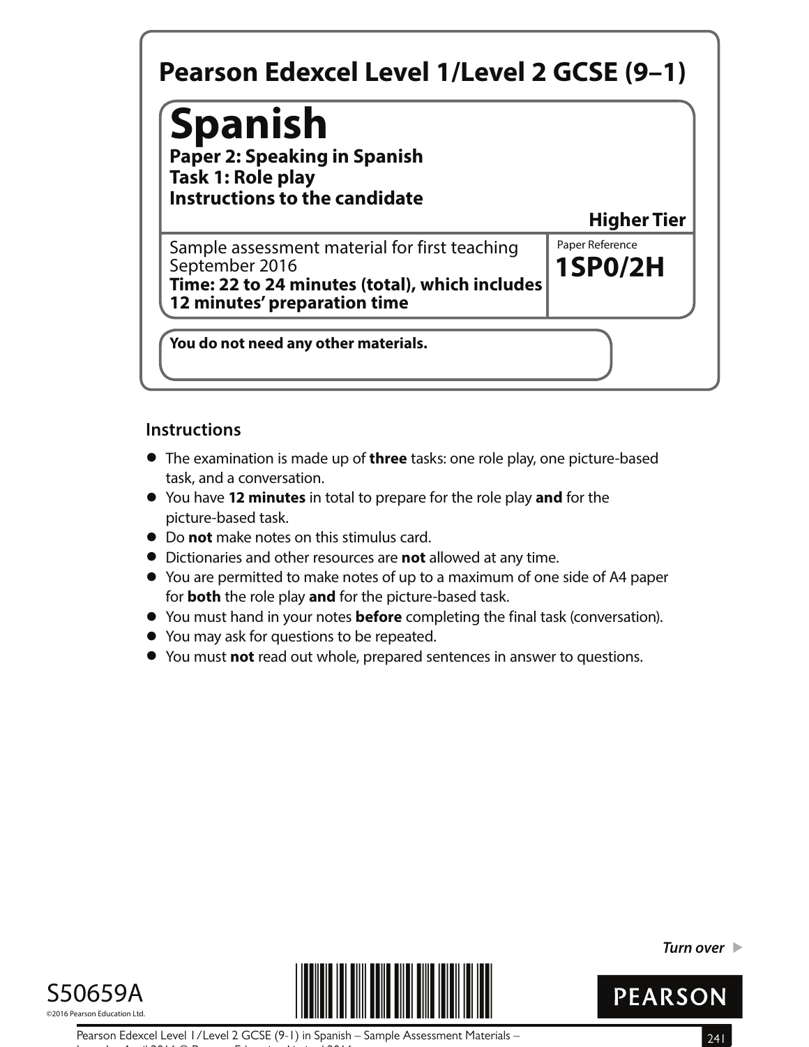# Pearson Edexcel Level 1/Level 2 GCSE (9–1)

# Spanish

**Paper 2: Speaking in Spanish**
**Task 1: Role play**
**Instructions to the candidate**

**Higher Tier**

Sample assessment material for first teaching September 2016
**Time: 22 to 24 minutes (total), which includes 12 minutes' preparation time**

Paper Reference
**1SP0/2H**

**You do not need any other materials.**

## Instructions

- The examination is made up of **three** tasks: one role play, one picture-based task, and a conversation.
- You have **12 minutes** in total to prepare for the role play **and** for the picture-based task.
- Do **not** make notes on this stimulus card.
- Dictionaries and other resources are **not** allowed at any time.
- You are permitted to make notes of up to a maximum of one side of A4 paper for **both** the role play **and** for the picture-based task.
- You must hand in your notes **before** completing the final task (conversation).
- You may ask for questions to be repeated.
- You must **not** read out whole, prepared sentences in answer to questions.

*Turn over* ▶

S50659A

©2016 Pearson Education Ltd.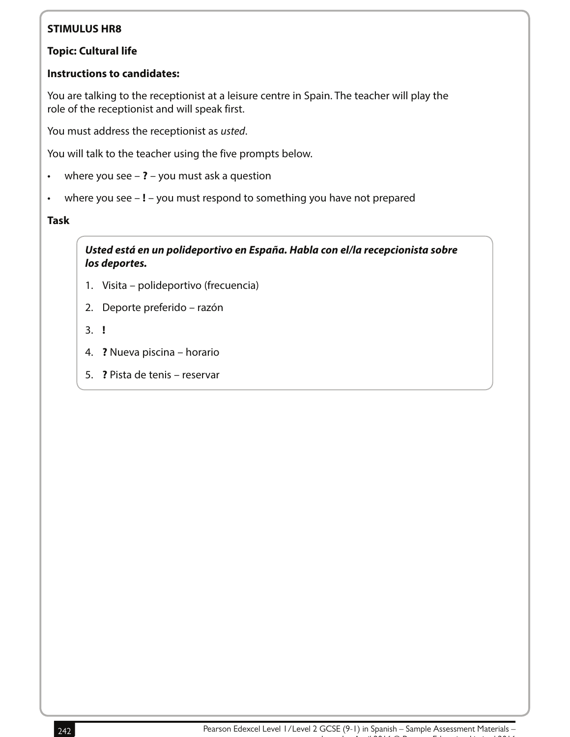**STIMULUS HR8**

**Topic: Cultural life**

**Instructions to candidates:**

You are talking to the receptionist at a leisure centre in Spain. The teacher will play the role of the receptionist and will speak first.

You must address the receptionist as *usted*.

You will talk to the teacher using the five prompts below.

- where you see – **?** – you must ask a question
- where you see – **!** – you must respond to something you have not prepared

**Task**

***Usted está en un polideportivo en España. Habla con el/la recepcionista sobre los deportes.***

1. Visita – polideportivo (frecuencia)
2. Deporte preferido – razón
3. **!**
4. **?** Nueva piscina – horario
5. **?** Pista de tenis – reservar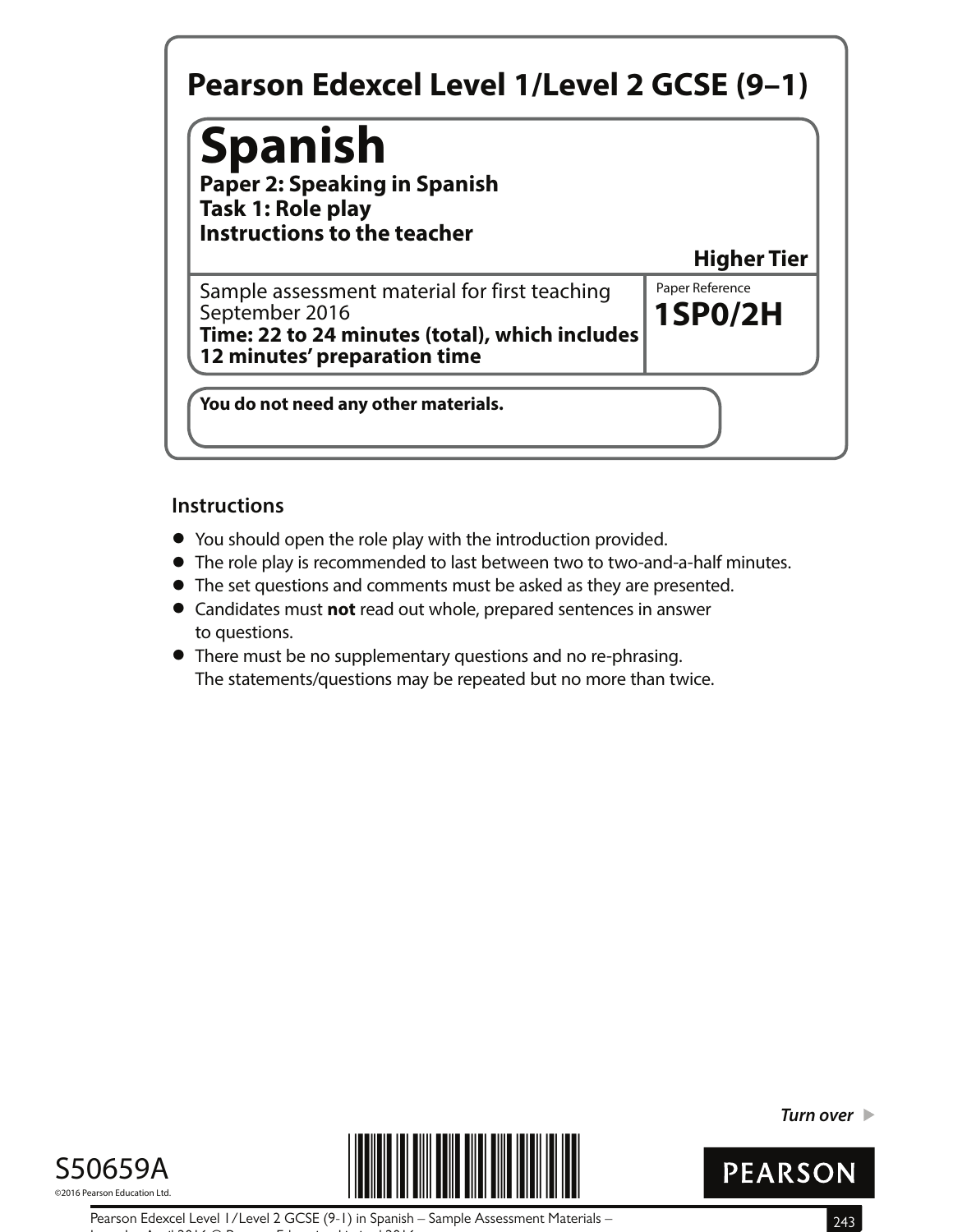# Pearson Edexcel Level 1/Level 2 GCSE (9–1)

## Spanish

**Paper 2: Speaking in Spanish**
**Task 1: Role play**
**Instructions to the teacher**

**Higher Tier**

Sample assessment material for first teaching September 2016
**Time: 22 to 24 minutes (total), which includes 12 minutes' preparation time**

Paper Reference
**1SP0/2H**

**You do not need any other materials.**

### Instructions

- You should open the role play with the introduction provided.
- The role play is recommended to last between two to two-and-a-half minutes.
- The set questions and comments must be asked as they are presented.
- Candidates must **not** read out whole, prepared sentences in answer to questions.
- There must be no supplementary questions and no re-phrasing. The statements/questions may be repeated but no more than twice.

*Turn over* ▶

S50659A

©2016 Pearson Education Ltd.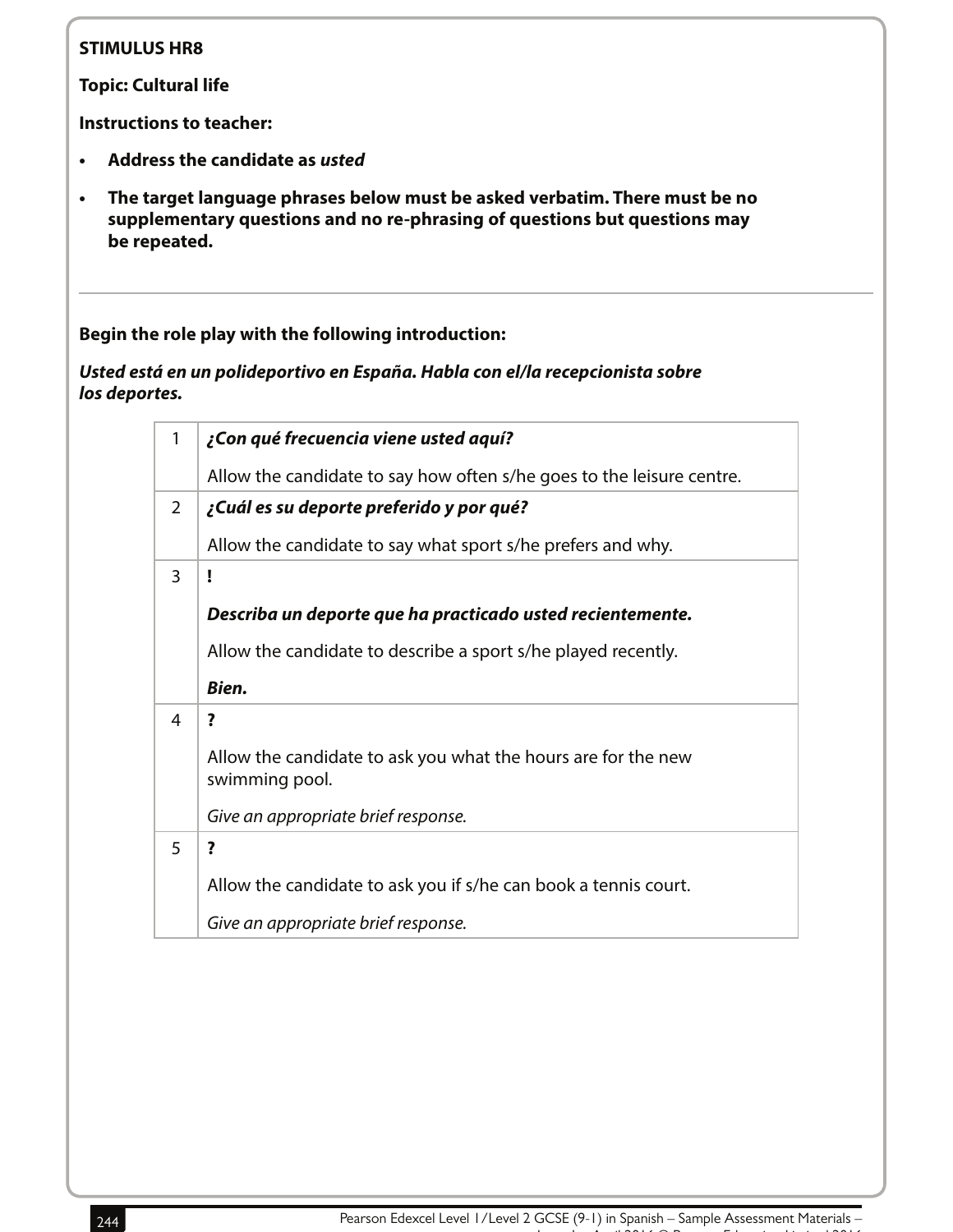**STIMULUS HR8**

**Topic: Cultural life**

**Instructions to teacher:**

- **Address the candidate as *usted***
- **The target language phrases below must be asked verbatim. There must be no supplementary questions and no re-phrasing of questions but questions may be repeated.**

---

**Begin the role play with the following introduction:**

***Usted está en un polideportivo en España. Habla con el/la recepcionista sobre los deportes.***

| | |
|---|---|
| 1 | ***¿Con qué frecuencia viene usted aquí?***<br><br>Allow the candidate to say how often s/he goes to the leisure centre. |
| 2 | ***¿Cuál es su deporte preferido y por qué?***<br><br>Allow the candidate to say what sport s/he prefers and why. |
| 3 | **!**<br><br>***Describa un deporte que ha practicado usted recientemente.***<br><br>Allow the candidate to describe a sport s/he played recently.<br><br>***Bien.*** |
| 4 | **?**<br><br>Allow the candidate to ask you what the hours are for the new swimming pool.<br><br>*Give an appropriate brief response.* |
| 5 | **?**<br><br>Allow the candidate to ask you if s/he can book a tennis court.<br><br>*Give an appropriate brief response.* |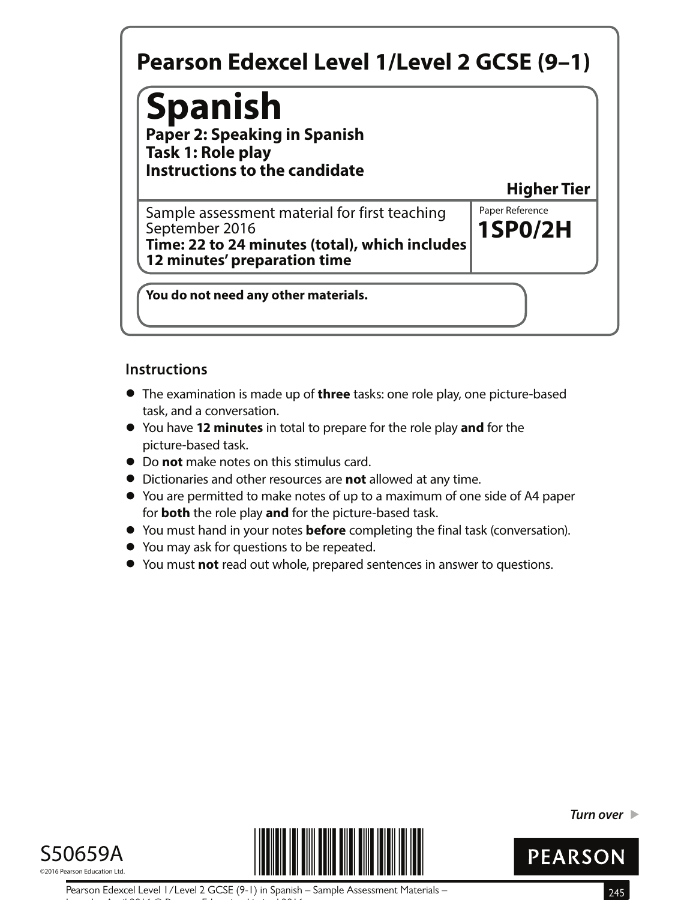**Pearson Edexcel Level 1/Level 2 GCSE (9–1)**

# Spanish

**Paper 2: Speaking in Spanish**
**Task 1: Role play**
**Instructions to the candidate**

**Higher Tier**

Sample assessment material for first teaching September 2016
**Time: 22 to 24 minutes (total), which includes 12 minutes' preparation time**

Paper Reference
**1SP0/2H**

**You do not need any other materials.**

## Instructions

- The examination is made up of **three** tasks: one role play, one picture-based task, and a conversation.
- You have **12 minutes** in total to prepare for the role play **and** for the picture-based task.
- Do **not** make notes on this stimulus card.
- Dictionaries and other resources are **not** allowed at any time.
- You are permitted to make notes of up to a maximum of one side of A4 paper for **both** the role play **and** for the picture-based task.
- You must hand in your notes **before** completing the final task (conversation).
- You may ask for questions to be repeated.
- You must **not** read out whole, prepared sentences in answer to questions.

*Turn over* ▶

S50659A

©2016 Pearson Education Ltd.

**PEARSON**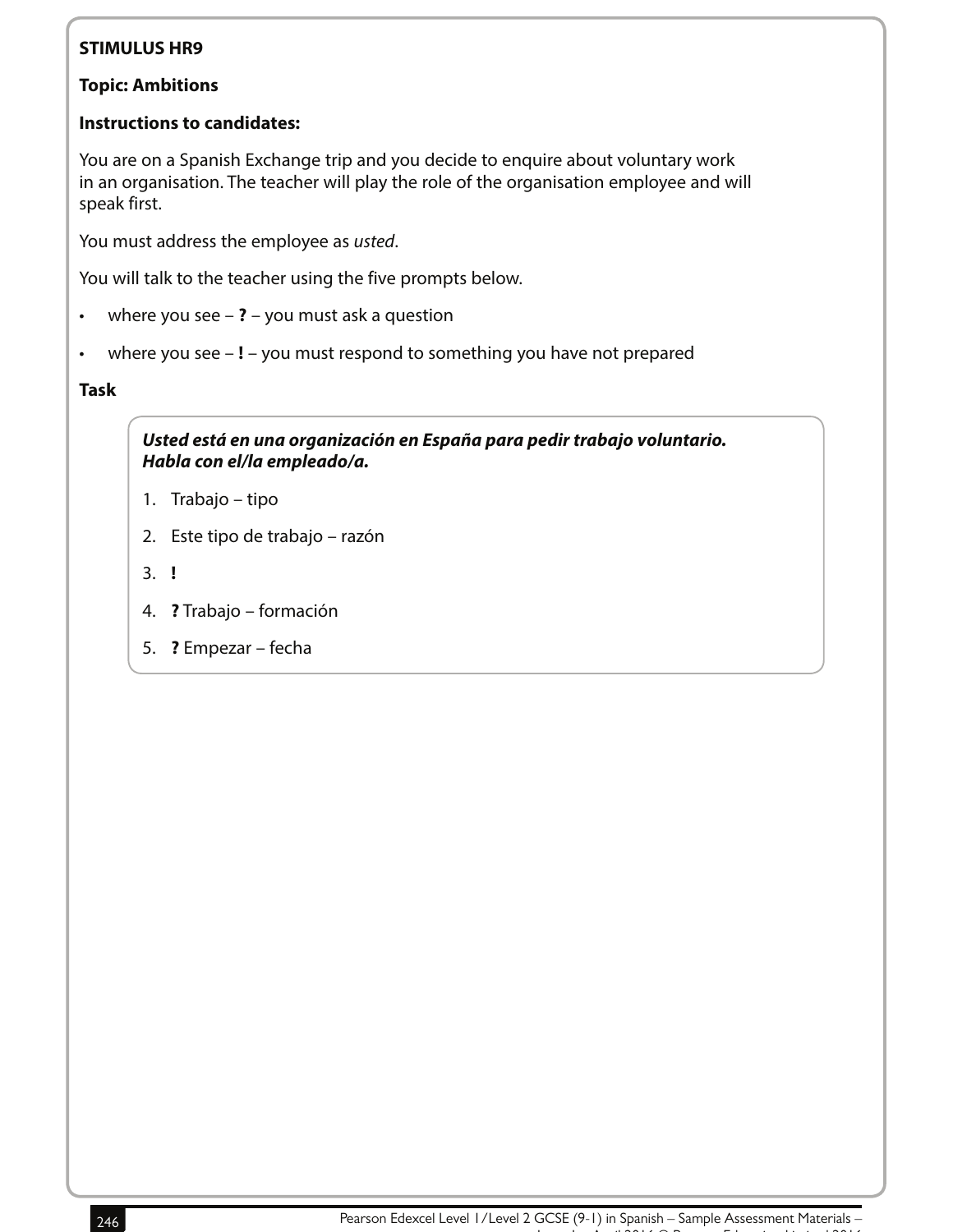**STIMULUS HR9**

**Topic: Ambitions**

**Instructions to candidates:**

You are on a Spanish Exchange trip and you decide to enquire about voluntary work in an organisation. The teacher will play the role of the organisation employee and will speak first.

You must address the employee as *usted*.

You will talk to the teacher using the five prompts below.

- where you see – **?** – you must ask a question
- where you see – **!** – you must respond to something you have not prepared

**Task**

***Usted está en una organización en España para pedir trabajo voluntario. Habla con el/la empleado/a.***

1. Trabajo – tipo
2. Este tipo de trabajo – razón
3. **!**
4. **?** Trabajo – formación
5. **?** Empezar – fecha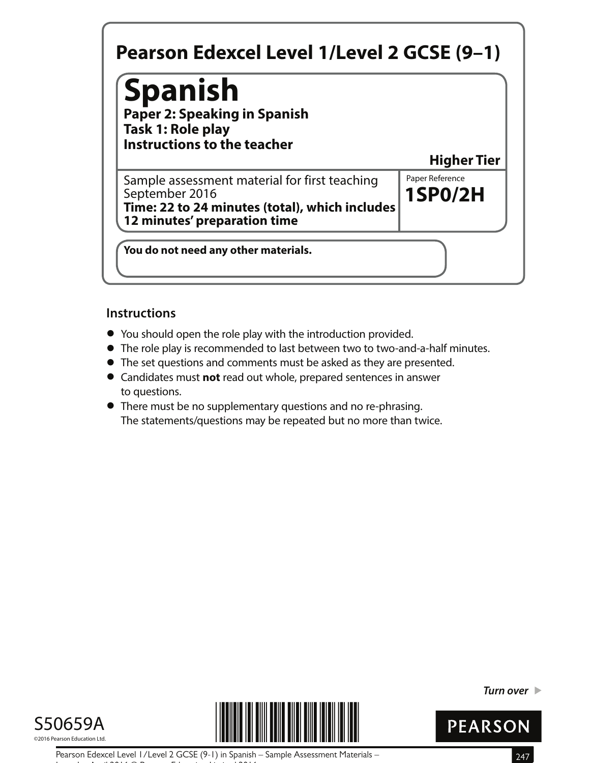# Pearson Edexcel Level 1/Level 2 GCSE (9–1)

## Spanish

**Paper 2: Speaking in Spanish**
**Task 1: Role play**
**Instructions to the teacher**

**Higher Tier**

Sample assessment material for first teaching September 2016
**Time: 22 to 24 minutes (total), which includes 12 minutes' preparation time**

Paper Reference
**1SP0/2H**

**You do not need any other materials.**

### Instructions

- You should open the role play with the introduction provided.
- The role play is recommended to last between two to two-and-a-half minutes.
- The set questions and comments must be asked as they are presented.
- Candidates must **not** read out whole, prepared sentences in answer to questions.
- There must be no supplementary questions and no re-phrasing. The statements/questions may be repeated but no more than twice.

*Turn over* ▶

S50659A

©2016 Pearson Education Ltd.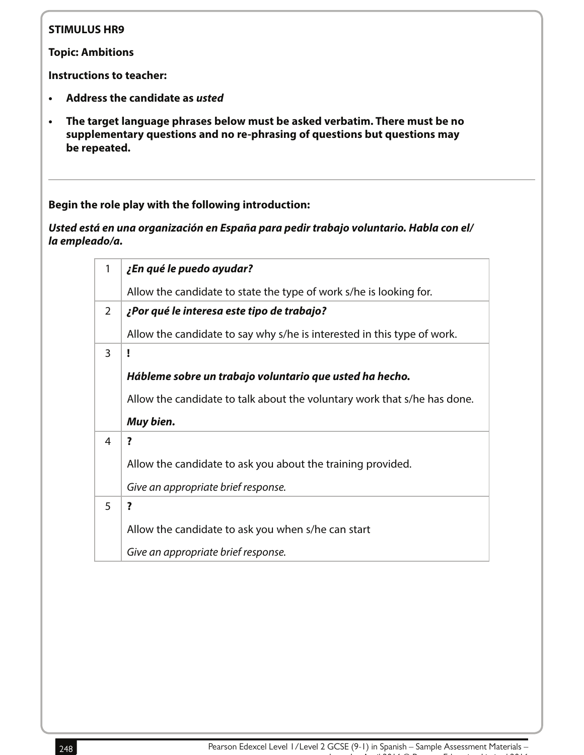**STIMULUS HR9**

**Topic: Ambitions**

**Instructions to teacher:**

- **Address the candidate as *usted***
- **The target language phrases below must be asked verbatim. There must be no supplementary questions and no re-phrasing of questions but questions may be repeated.**

---

**Begin the role play with the following introduction:**

***Usted está en una organización en España para pedir trabajo voluntario. Habla con el/la empleado/a.***

| | |
|---|---|
| 1 | ***¿En qué le puedo ayudar?***<br><br>Allow the candidate to state the type of work s/he is looking for. |
| 2 | ***¿Por qué le interesa este tipo de trabajo?***<br><br>Allow the candidate to say why s/he is interested in this type of work. |
| 3 | **!**<br><br>***Hábleme sobre un trabajo voluntario que usted ha hecho.***<br><br>Allow the candidate to talk about the voluntary work that s/he has done.<br><br>***Muy bien.*** |
| 4 | **?**<br><br>Allow the candidate to ask you about the training provided.<br><br>*Give an appropriate brief response.* |
| 5 | **?**<br><br>Allow the candidate to ask you when s/he can start<br><br>*Give an appropriate brief response.* |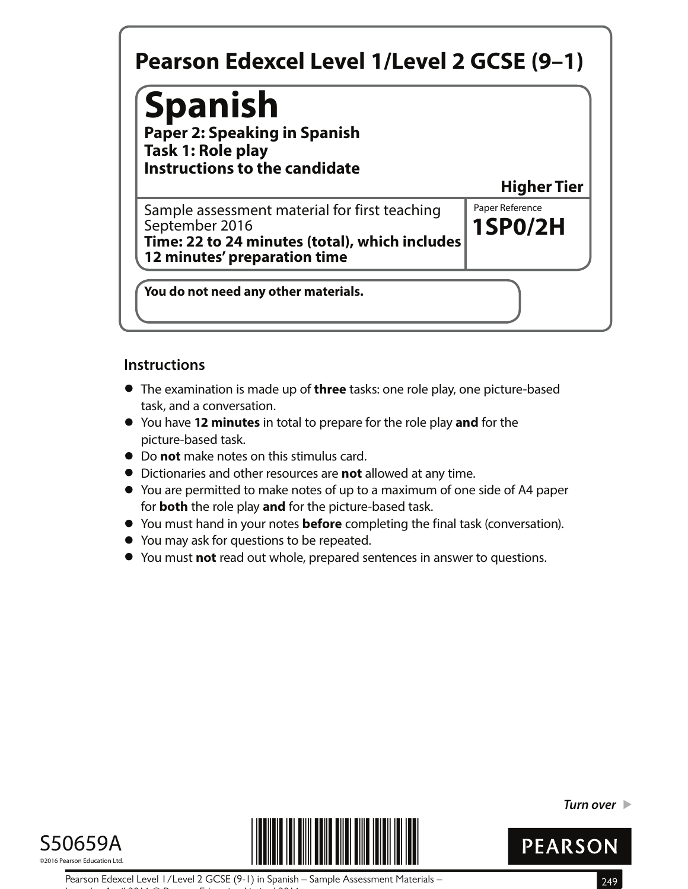# Pearson Edexcel Level 1/Level 2 GCSE (9–1)

## Spanish

**Paper 2: Speaking in Spanish**
**Task 1: Role play**
**Instructions to the candidate**

**Higher Tier**

Sample assessment material for first teaching September 2016
**Time: 22 to 24 minutes (total), which includes 12 minutes' preparation time**

Paper Reference
**1SP0/2H**

**You do not need any other materials.**

### Instructions

- The examination is made up of **three** tasks: one role play, one picture-based task, and a conversation.
- You have **12 minutes** in total to prepare for the role play **and** for the picture-based task.
- Do **not** make notes on this stimulus card.
- Dictionaries and other resources are **not** allowed at any time.
- You are permitted to make notes of up to a maximum of one side of A4 paper for **both** the role play **and** for the picture-based task.
- You must hand in your notes **before** completing the final task (conversation).
- You may ask for questions to be repeated.
- You must **not** read out whole, prepared sentences in answer to questions.

*Turn over* ▶

S50659A

©2016 Pearson Education Ltd.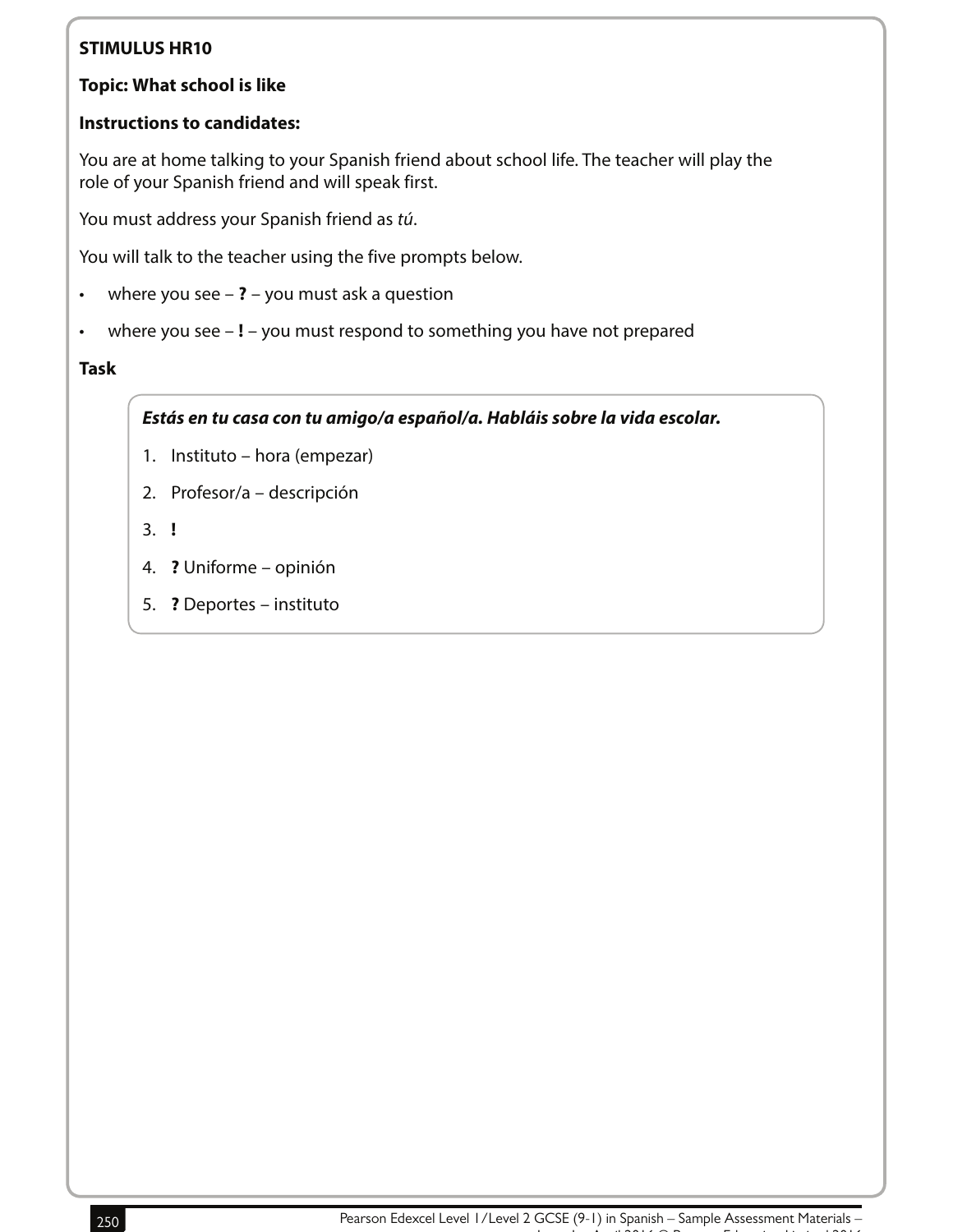**STIMULUS HR10**

**Topic: What school is like**

**Instructions to candidates:**

You are at home talking to your Spanish friend about school life. The teacher will play the role of your Spanish friend and will speak first.

You must address your Spanish friend as *tú*.

You will talk to the teacher using the five prompts below.

- where you see – **?** – you must ask a question
- where you see – **!** – you must respond to something you have not prepared

**Task**

***Estás en tu casa con tu amigo/a español/a. Habláis sobre la vida escolar.***

1. Instituto – hora (empezar)
2. Profesor/a – descripción
3. **!**
4. **?** Uniforme – opinión
5. **?** Deportes – instituto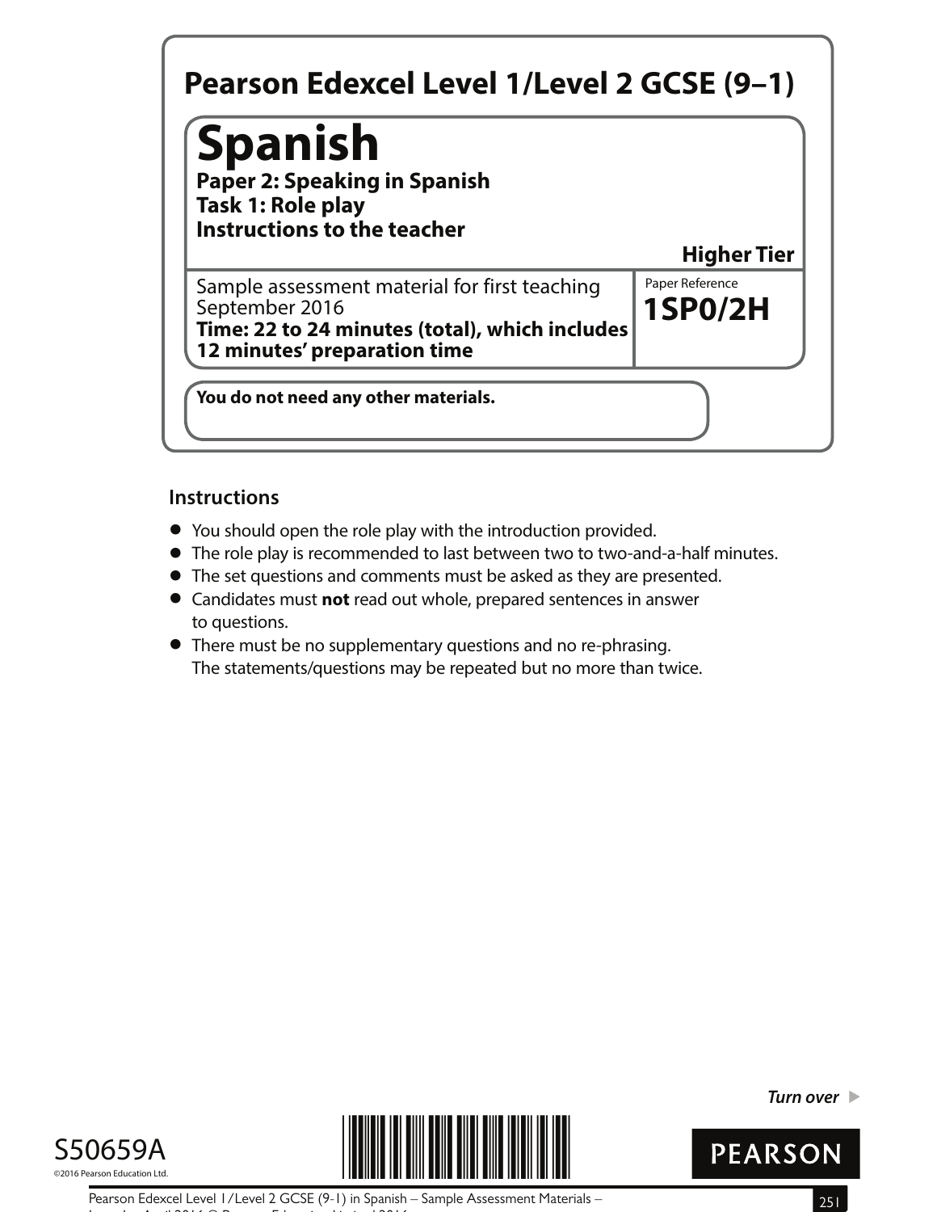# Pearson Edexcel Level 1/Level 2 GCSE (9–1)

## Spanish

**Paper 2: Speaking in Spanish**
**Task 1: Role play**
**Instructions to the teacher**

**Higher Tier**

Sample assessment material for first teaching September 2016
**Time: 22 to 24 minutes (total), which includes 12 minutes' preparation time**

Paper Reference
**1SP0/2H**

**You do not need any other materials.**

### Instructions

- You should open the role play with the introduction provided.
- The role play is recommended to last between two to two-and-a-half minutes.
- The set questions and comments must be asked as they are presented.
- Candidates must **not** read out whole, prepared sentences in answer to questions.
- There must be no supplementary questions and no re-phrasing. The statements/questions may be repeated but no more than twice.

*Turn over* ▶

S50659A
©2016 Pearson Education Ltd.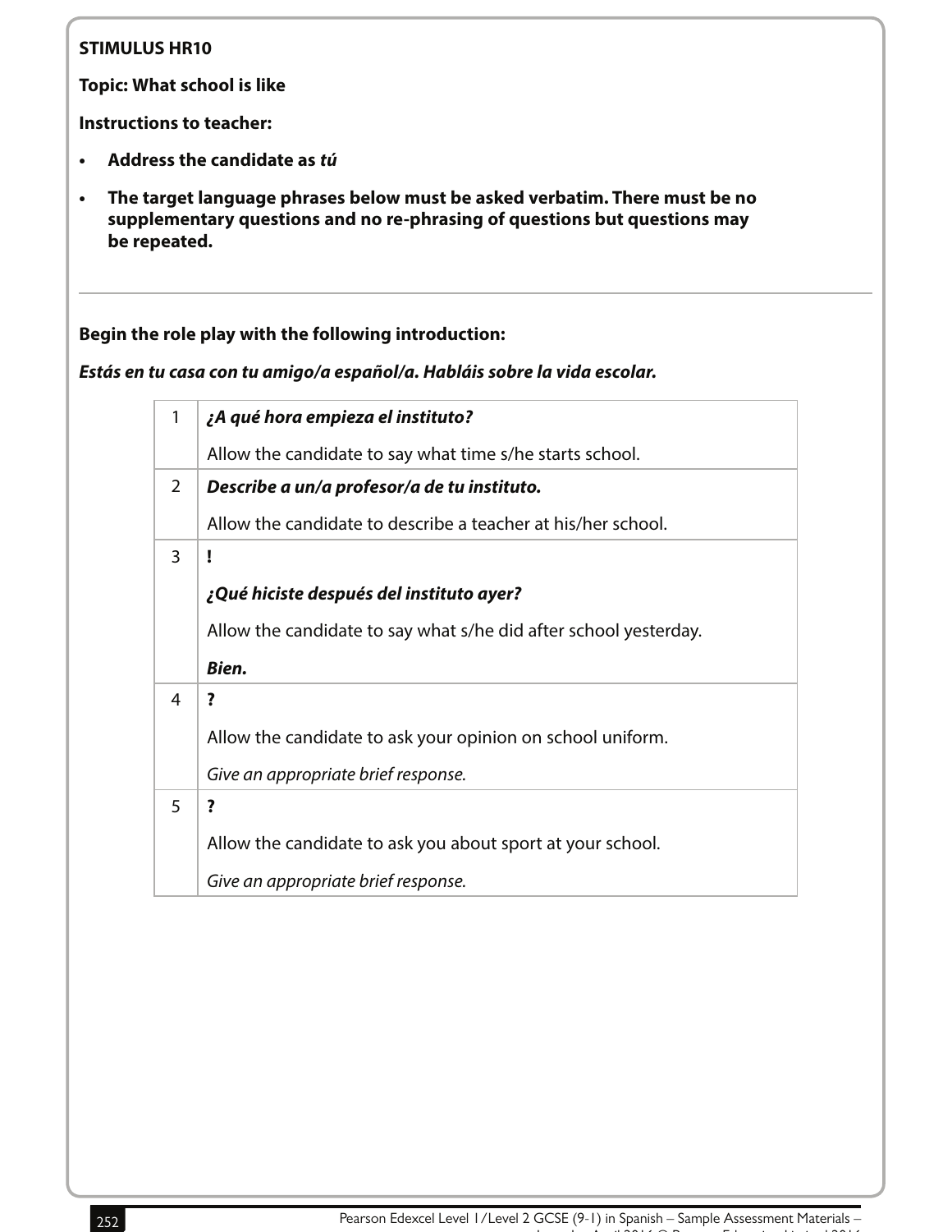**STIMULUS HR10**

**Topic: What school is like**

**Instructions to teacher:**

- **Address the candidate as *tú***
- **The target language phrases below must be asked verbatim. There must be no supplementary questions and no re-phrasing of questions but questions may be repeated.**

---

**Begin the role play with the following introduction:**

***Estás en tu casa con tu amigo/a español/a. Habláis sobre la vida escolar.***

| | |
|---|---|
| 1 | ***¿A qué hora empieza el instituto?***<br><br>Allow the candidate to say what time s/he starts school. |
| 2 | ***Describe a un/a profesor/a de tu instituto.***<br><br>Allow the candidate to describe a teacher at his/her school. |
| 3 | **!**<br><br>***¿Qué hiciste después del instituto ayer?***<br><br>Allow the candidate to say what s/he did after school yesterday.<br><br>***Bien.*** |
| 4 | **?**<br><br>Allow the candidate to ask your opinion on school uniform.<br><br>*Give an appropriate brief response.* |
| 5 | **?**<br><br>Allow the candidate to ask you about sport at your school.<br><br>*Give an appropriate brief response.* |